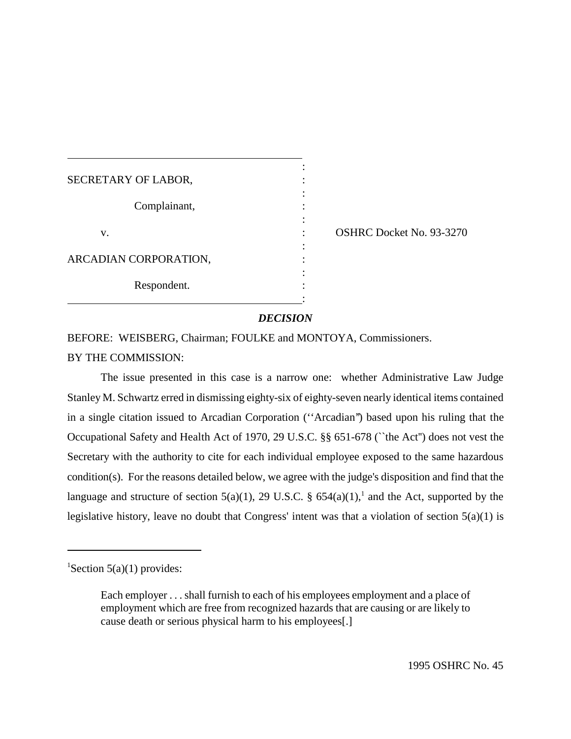| | | |
|---|---|---|
| SECRETARY OF LABOR, | : | |
| Complainant, | : | |
| v. | : | OSHRC Docket No. 93-3270 |
| ARCADIAN CORPORATION, | : | |
| Respondent. | : | |

## *DECISION*

BEFORE: WEISBERG, Chairman; FOULKE and MONTOYA, Commissioners.

BY THE COMMISSION:

The issue presented in this case is a narrow one: whether Administrative Law Judge Stanley M. Schwartz erred in dismissing eighty-six of eighty-seven nearly identical items contained in a single citation issued to Arcadian Corporation (''Arcadian'') based upon his ruling that the Occupational Safety and Health Act of 1970, 29 U.S.C. §§ 651-678 (``the Act'') does not vest the Secretary with the authority to cite for each individual employee exposed to the same hazardous condition(s). For the reasons detailed below, we agree with the judge's disposition and find that the language and structure of section 5(a)(1), 29 U.S.C. § 654(a)(1),[1] and the Act, supported by the legislative history, leave no doubt that Congress' intent was that a violation of section 5(a)(1) is

[1]Section 5(a)(1) provides:

> Each employer . . . shall furnish to each of his employees employment and a place of employment which are free from recognized hazards that are causing or are likely to cause death or serious physical harm to his employees[.]

1995 OSHRC No. 45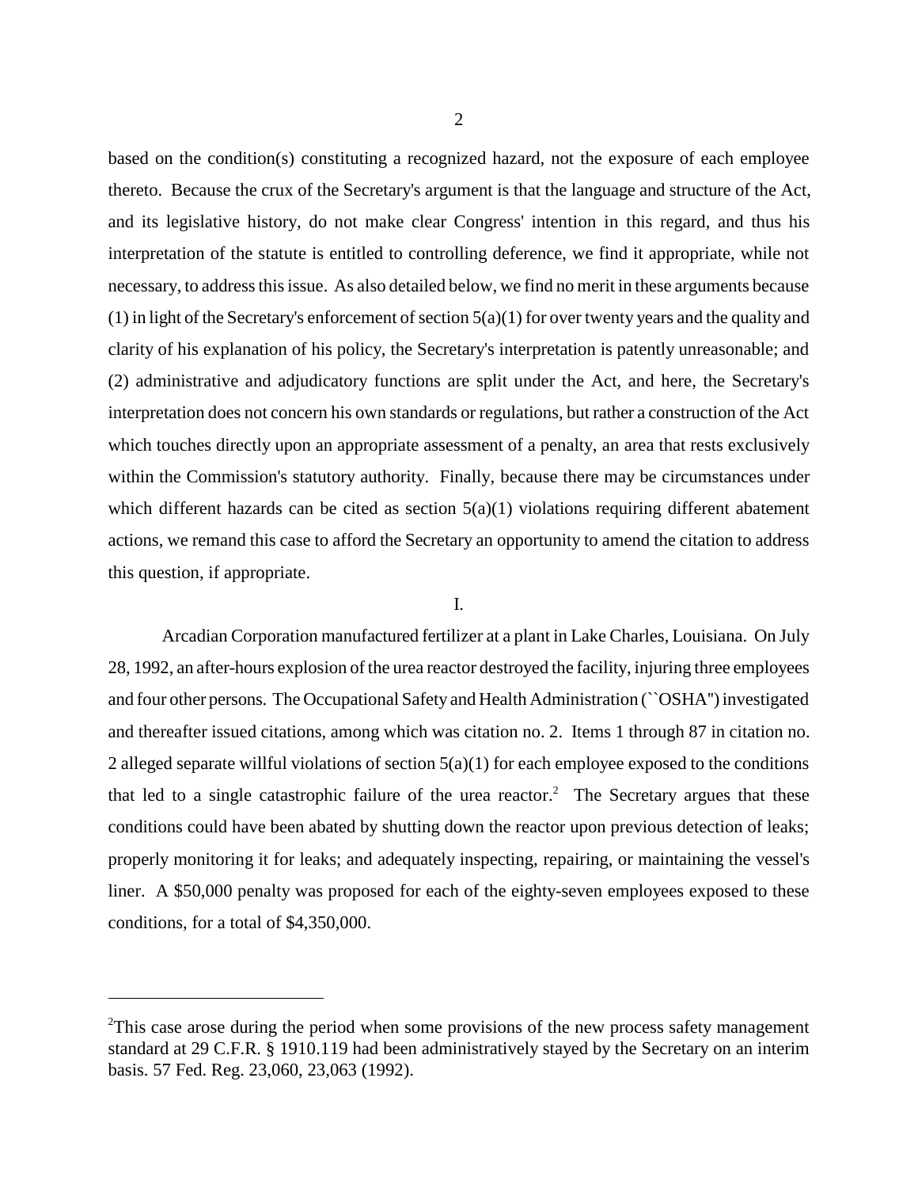based on the condition(s) constituting a recognized hazard, not the exposure of each employee thereto. Because the crux of the Secretary's argument is that the language and structure of the Act, and its legislative history, do not make clear Congress' intention in this regard, and thus his interpretation of the statute is entitled to controlling deference, we find it appropriate, while not necessary, to address this issue. As also detailed below, we find no merit in these arguments because (1) in light of the Secretary's enforcement of section 5(a)(1) for over twenty years and the quality and clarity of his explanation of his policy, the Secretary's interpretation is patently unreasonable; and (2) administrative and adjudicatory functions are split under the Act, and here, the Secretary's interpretation does not concern his own standards or regulations, but rather a construction of the Act which touches directly upon an appropriate assessment of a penalty, an area that rests exclusively within the Commission's statutory authority. Finally, because there may be circumstances under which different hazards can be cited as section 5(a)(1) violations requiring different abatement actions, we remand this case to afford the Secretary an opportunity to amend the citation to address this question, if appropriate.

I.

Arcadian Corporation manufactured fertilizer at a plant in Lake Charles, Louisiana. On July 28, 1992, an after-hours explosion of the urea reactor destroyed the facility, injuring three employees and four other persons. The Occupational Safety and Health Administration (``OSHA'') investigated and thereafter issued citations, among which was citation no. 2. Items 1 through 87 in citation no. 2 alleged separate willful violations of section 5(a)(1) for each employee exposed to the conditions that led to a single catastrophic failure of the urea reactor.[2] The Secretary argues that these conditions could have been abated by shutting down the reactor upon previous detection of leaks; properly monitoring it for leaks; and adequately inspecting, repairing, or maintaining the vessel's liner. A $50,000 penalty was proposed for each of the eighty-seven employees exposed to these conditions, for a total of $4,350,000.

---

[2]This case arose during the period when some provisions of the new process safety management standard at 29 C.F.R. § 1910.119 had been administratively stayed by the Secretary on an interim basis. 57 Fed. Reg. 23,060, 23,063 (1992).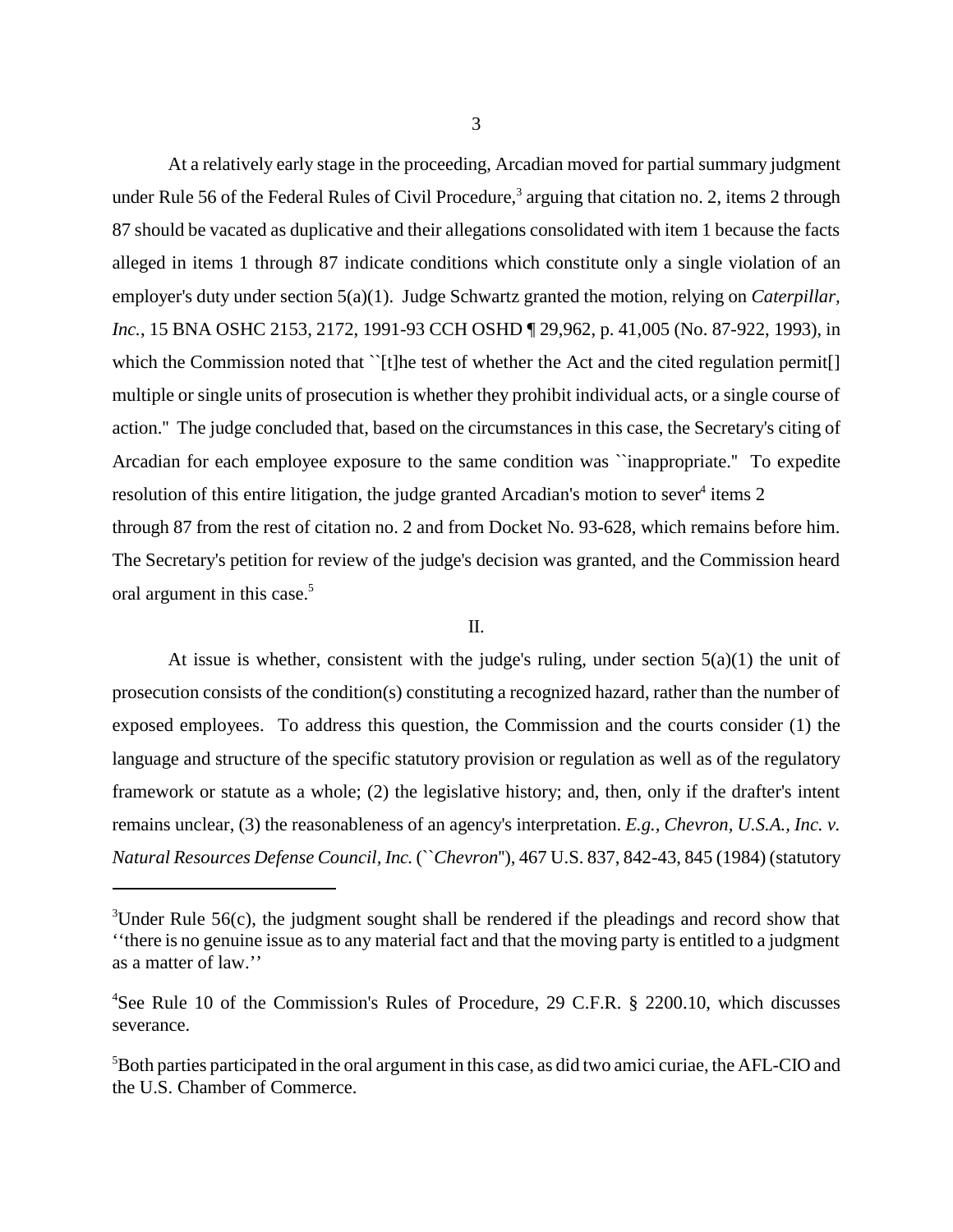At a relatively early stage in the proceeding, Arcadian moved for partial summary judgment under Rule 56 of the Federal Rules of Civil Procedure,[3] arguing that citation no. 2, items 2 through 87 should be vacated as duplicative and their allegations consolidated with item 1 because the facts alleged in items 1 through 87 indicate conditions which constitute only a single violation of an employer's duty under section 5(a)(1). Judge Schwartz granted the motion, relying on *Caterpillar, Inc.*, 15 BNA OSHC 2153, 2172, 1991-93 CCH OSHD ¶ 29,962, p. 41,005 (No. 87-922, 1993), in which the Commission noted that ``[t]he test of whether the Act and the cited regulation permit[] multiple or single units of prosecution is whether they prohibit individual acts, or a single course of action.'' The judge concluded that, based on the circumstances in this case, the Secretary's citing of Arcadian for each employee exposure to the same condition was ``inappropriate.'' To expedite resolution of this entire litigation, the judge granted Arcadian's motion to sever[4] items 2 through 87 from the rest of citation no. 2 and from Docket No. 93-628, which remains before him. The Secretary's petition for review of the judge's decision was granted, and the Commission heard oral argument in this case.[5]

## II.

At issue is whether, consistent with the judge's ruling, under section 5(a)(1) the unit of prosecution consists of the condition(s) constituting a recognized hazard, rather than the number of exposed employees. To address this question, the Commission and the courts consider (1) the language and structure of the specific statutory provision or regulation as well as of the regulatory framework or statute as a whole; (2) the legislative history; and, then, only if the drafter's intent remains unclear, (3) the reasonableness of an agency's interpretation. *E.g., Chevron, U.S.A., Inc. v. Natural Resources Defense Council, Inc.* (``*Chevron*''), 467 U.S. 837, 842-43, 845 (1984) (statutory

---

[3]Under Rule 56(c), the judgment sought shall be rendered if the pleadings and record show that ''there is no genuine issue as to any material fact and that the moving party is entitled to a judgment as a matter of law.''

[4]See Rule 10 of the Commission's Rules of Procedure, 29 C.F.R. § 2200.10, which discusses severance.

[5]Both parties participated in the oral argument in this case, as did two amici curiae, the AFL-CIO and the U.S. Chamber of Commerce.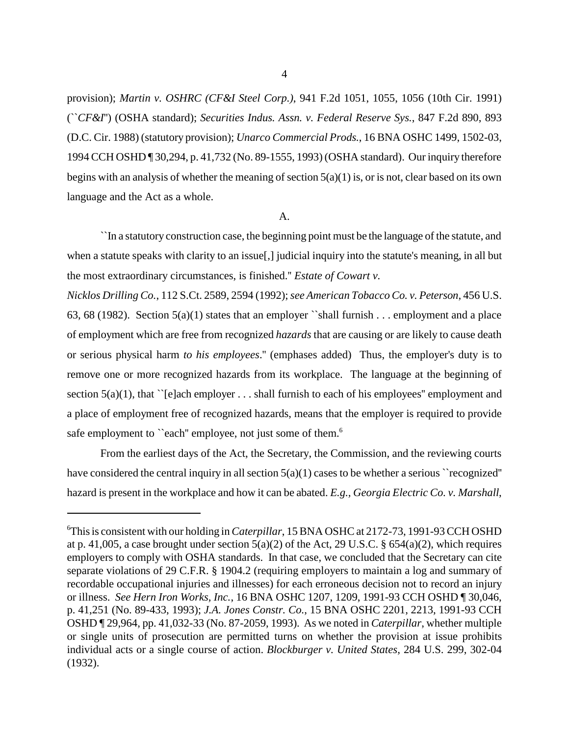provision); *Martin v. OSHRC (CF&I Steel Corp.)*, 941 F.2d 1051, 1055, 1056 (10th Cir. 1991) (``*CF&I*'') (OSHA standard); *Securities Indus. Assn. v. Federal Reserve Sys.*, 847 F.2d 890, 893 (D.C. Cir. 1988) (statutory provision); *Unarco Commercial Prods.*, 16 BNA OSHC 1499, 1502-03, 1994 CCH OSHD ¶ 30,294, p. 41,732 (No. 89-1555, 1993) (OSHA standard). Our inquiry therefore begins with an analysis of whether the meaning of section 5(a)(1) is, or is not, clear based on its own language and the Act as a whole.

A.

``In a statutory construction case, the beginning point must be the language of the statute, and when a statute speaks with clarity to an issue[,] judicial inquiry into the statute's meaning, in all but the most extraordinary circumstances, is finished.'' *Estate of Cowart v. Nicklos Drilling Co.*, 112 S.Ct. 2589, 2594 (1992); *see American Tobacco Co. v. Peterson*, 456 U.S. 63, 68 (1982). Section 5(a)(1) states that an employer ``shall furnish . . . employment and a place of employment which are free from recognized *hazards* that are causing or are likely to cause death or serious physical harm *to his employees*.'' (emphases added) Thus, the employer's duty is to remove one or more recognized hazards from its workplace. The language at the beginning of section 5(a)(1), that ``[e]ach employer . . . shall furnish to each of his employees'' employment and a place of employment free of recognized hazards, means that the employer is required to provide safe employment to ``each'' employee, not just some of them.[6]

From the earliest days of the Act, the Secretary, the Commission, and the reviewing courts have considered the central inquiry in all section 5(a)(1) cases to be whether a serious ``recognized'' hazard is present in the workplace and how it can be abated. *E.g., Georgia Electric Co. v. Marshall*,

---

[6]This is consistent with our holding in *Caterpillar*, 15 BNA OSHC at 2172-73, 1991-93 CCH OSHD at p. 41,005, a case brought under section 5(a)(2) of the Act, 29 U.S.C. § 654(a)(2), which requires employers to comply with OSHA standards. In that case, we concluded that the Secretary can cite separate violations of 29 C.F.R. § 1904.2 (requiring employers to maintain a log and summary of recordable occupational injuries and illnesses) for each erroneous decision not to record an injury or illness. *See Hern Iron Works, Inc.*, 16 BNA OSHC 1207, 1209, 1991-93 CCH OSHD ¶ 30,046, p. 41,251 (No. 89-433, 1993); *J.A. Jones Constr. Co.*, 15 BNA OSHC 2201, 2213, 1991-93 CCH OSHD ¶ 29,964, pp. 41,032-33 (No. 87-2059, 1993). As we noted in *Caterpillar*, whether multiple or single units of prosecution are permitted turns on whether the provision at issue prohibits individual acts or a single course of action. *Blockburger v. United States*, 284 U.S. 299, 302-04 (1932).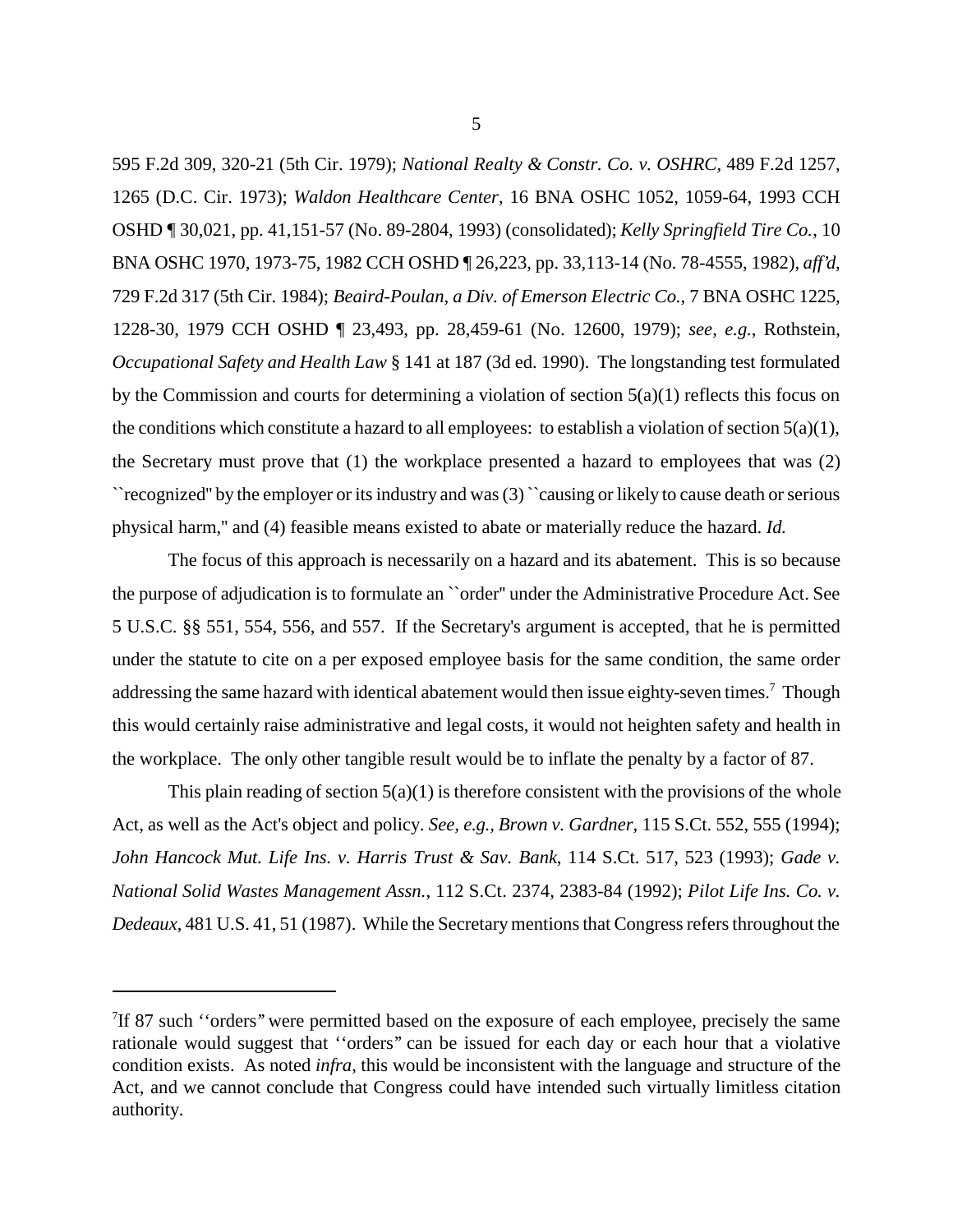595 F.2d 309, 320-21 (5th Cir. 1979); *National Realty & Constr. Co. v. OSHRC*, 489 F.2d 1257, 1265 (D.C. Cir. 1973); *Waldon Healthcare Center*, 16 BNA OSHC 1052, 1059-64, 1993 CCH OSHD ¶ 30,021, pp. 41,151-57 (No. 89-2804, 1993) (consolidated); *Kelly Springfield Tire Co.*, 10 BNA OSHC 1970, 1973-75, 1982 CCH OSHD ¶ 26,223, pp. 33,113-14 (No. 78-4555, 1982), *aff'd*, 729 F.2d 317 (5th Cir. 1984); *Beaird-Poulan, a Div. of Emerson Electric Co.*, 7 BNA OSHC 1225, 1228-30, 1979 CCH OSHD ¶ 23,493, pp. 28,459-61 (No. 12600, 1979); *see, e.g.*, Rothstein, *Occupational Safety and Health Law* § 141 at 187 (3d ed. 1990). The longstanding test formulated by the Commission and courts for determining a violation of section 5(a)(1) reflects this focus on the conditions which constitute a hazard to all employees: to establish a violation of section 5(a)(1), the Secretary must prove that (1) the workplace presented a hazard to employees that was (2) ``recognized'' by the employer or its industry and was (3) ``causing or likely to cause death or serious physical harm,'' and (4) feasible means existed to abate or materially reduce the hazard. *Id.*

The focus of this approach is necessarily on a hazard and its abatement. This is so because the purpose of adjudication is to formulate an ``order'' under the Administrative Procedure Act. See 5 U.S.C. §§ 551, 554, 556, and 557. If the Secretary's argument is accepted, that he is permitted under the statute to cite on a per exposed employee basis for the same condition, the same order addressing the same hazard with identical abatement would then issue eighty-seven times.[7] Though this would certainly raise administrative and legal costs, it would not heighten safety and health in the workplace. The only other tangible result would be to inflate the penalty by a factor of 87.

This plain reading of section 5(a)(1) is therefore consistent with the provisions of the whole Act, as well as the Act's object and policy. *See, e.g., Brown v. Gardner*, 115 S.Ct. 552, 555 (1994); *John Hancock Mut. Life Ins. v. Harris Trust & Sav. Bank*, 114 S.Ct. 517, 523 (1993); *Gade v. National Solid Wastes Management Assn.*, 112 S.Ct. 2374, 2383-84 (1992); *Pilot Life Ins. Co. v. Dedeaux*, 481 U.S. 41, 51 (1987). While the Secretary mentions that Congress refers throughout the

---

[7]If 87 such ''orders'' were permitted based on the exposure of each employee, precisely the same rationale would suggest that ''orders'' can be issued for each day or each hour that a violative condition exists. As noted *infra*, this would be inconsistent with the language and structure of the Act, and we cannot conclude that Congress could have intended such virtually limitless citation authority.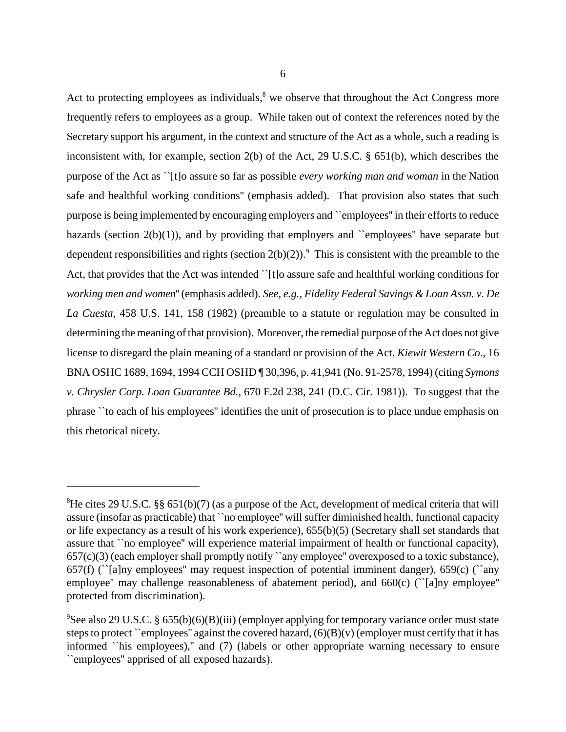Act to protecting employees as individuals,[8] we observe that throughout the Act Congress more frequently refers to employees as a group. While taken out of context the references noted by the Secretary support his argument, in the context and structure of the Act as a whole, such a reading is inconsistent with, for example, section 2(b) of the Act, 29 U.S.C. § 651(b), which describes the purpose of the Act as ``[t]o assure so far as possible *every working man and woman* in the Nation safe and healthful working conditions'' (emphasis added). That provision also states that such purpose is being implemented by encouraging employers and ``employees'' in their efforts to reduce hazards (section 2(b)(1)), and by providing that employers and ``employees'' have separate but dependent responsibilities and rights (section 2(b)(2)).[9] This is consistent with the preamble to the Act, that provides that the Act was intended ``[t]o assure safe and healthful working conditions for *working men and women*'' (emphasis added). *See, e.g., Fidelity Federal Savings & Loan Assn. v. De La Cuesta*, 458 U.S. 141, 158 (1982) (preamble to a statute or regulation may be consulted in determining the meaning of that provision). Moreover, the remedial purpose of the Act does not give license to disregard the plain meaning of a standard or provision of the Act. *Kiewit Western Co*., 16 BNA OSHC 1689, 1694, 1994 CCH OSHD ¶ 30,396, p. 41,941 (No. 91-2578, 1994) (citing *Symons v. Chrysler Corp. Loan Guarantee Bd.*, 670 F.2d 238, 241 (D.C. Cir. 1981)). To suggest that the phrase ``to each of his employees'' identifies the unit of prosecution is to place undue emphasis on this rhetorical nicety.

---

[8]He cites 29 U.S.C. §§ 651(b)(7) (as a purpose of the Act, development of medical criteria that will assure (insofar as practicable) that ``no employee'' will suffer diminished health, functional capacity or life expectancy as a result of his work experience), 655(b)(5) (Secretary shall set standards that assure that ``no employee'' will experience material impairment of health or functional capacity), 657(c)(3) (each employer shall promptly notify ``any employee'' overexposed to a toxic substance), 657(f) (``[a]ny employees'' may request inspection of potential imminent danger), 659(c) (``any employee'' may challenge reasonableness of abatement period), and 660(c) (``[a]ny employee'' protected from discrimination).

[9]See also 29 U.S.C. § 655(b)(6)(B)(iii) (employer applying for temporary variance order must state steps to protect ``employees'' against the covered hazard, (6)(B)(v) (employer must certify that it has informed ``his employees),'' and (7) (labels or other appropriate warning necessary to ensure ``employees'' apprised of all exposed hazards).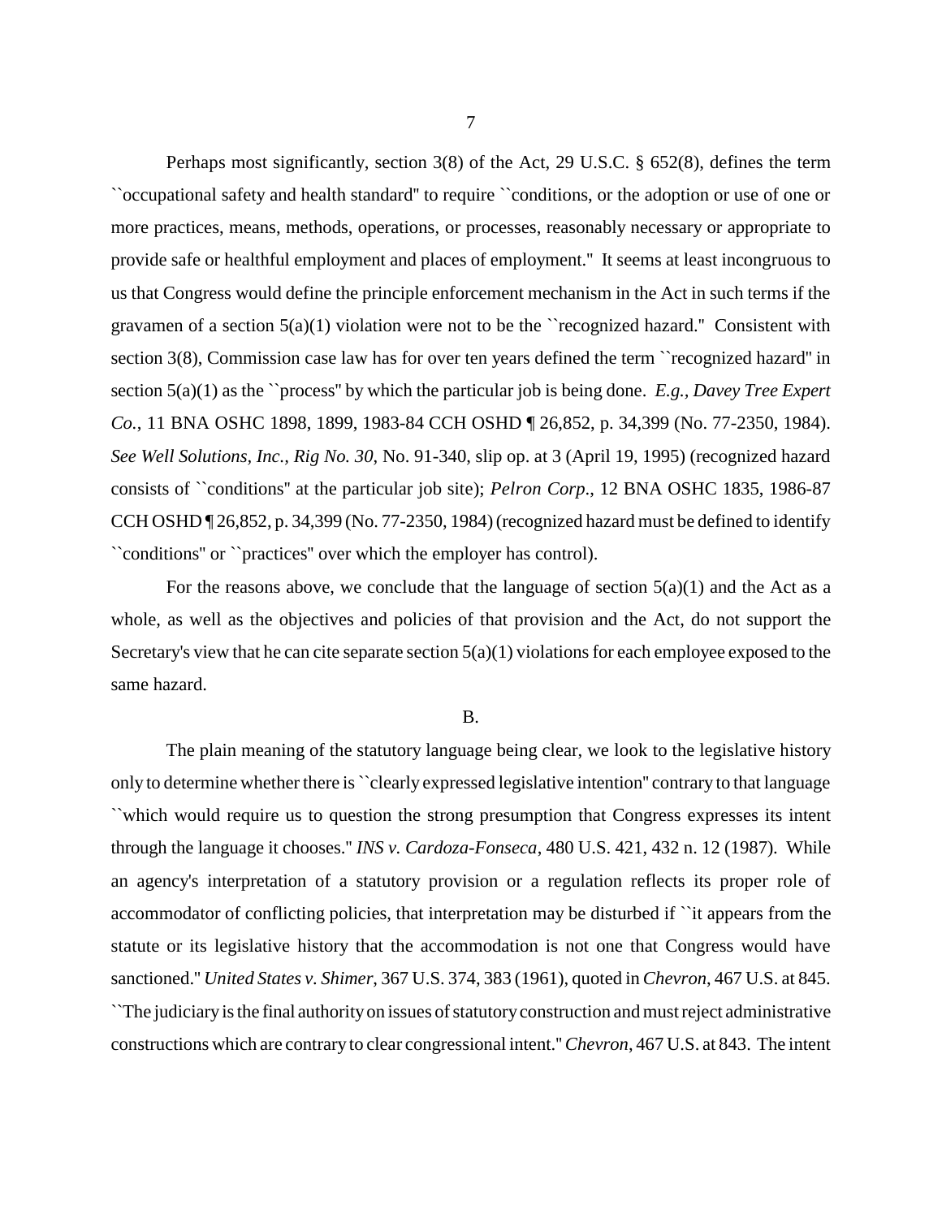Perhaps most significantly, section 3(8) of the Act, 29 U.S.C. § 652(8), defines the term ``occupational safety and health standard'' to require ``conditions, or the adoption or use of one or more practices, means, methods, operations, or processes, reasonably necessary or appropriate to provide safe or healthful employment and places of employment.'' It seems at least incongruous to us that Congress would define the principle enforcement mechanism in the Act in such terms if the gravamen of a section 5(a)(1) violation were not to be the ``recognized hazard.'' Consistent with section 3(8), Commission case law has for over ten years defined the term ``recognized hazard'' in section 5(a)(1) as the ``process'' by which the particular job is being done. *E.g., Davey Tree Expert Co.*, 11 BNA OSHC 1898, 1899, 1983-84 CCH OSHD ¶ 26,852, p. 34,399 (No. 77-2350, 1984). *See Well Solutions, Inc., Rig No. 30*, No. 91-340, slip op. at 3 (April 19, 1995) (recognized hazard consists of ``conditions'' at the particular job site); *Pelron Corp.*, 12 BNA OSHC 1835, 1986-87 CCH OSHD ¶ 26,852, p. 34,399 (No. 77-2350, 1984) (recognized hazard must be defined to identify ``conditions'' or ``practices'' over which the employer has control).

For the reasons above, we conclude that the language of section 5(a)(1) and the Act as a whole, as well as the objectives and policies of that provision and the Act, do not support the Secretary's view that he can cite separate section 5(a)(1) violations for each employee exposed to the same hazard.

B.

The plain meaning of the statutory language being clear, we look to the legislative history only to determine whether there is ``clearly expressed legislative intention'' contrary to that language ``which would require us to question the strong presumption that Congress expresses its intent through the language it chooses.'' *INS v. Cardoza-Fonseca*, 480 U.S. 421, 432 n. 12 (1987). While an agency's interpretation of a statutory provision or a regulation reflects its proper role of accommodator of conflicting policies, that interpretation may be disturbed if ``it appears from the statute or its legislative history that the accommodation is not one that Congress would have sanctioned.'' *United States v. Shimer*, 367 U.S. 374, 383 (1961), quoted in *Chevron*, 467 U.S. at 845. ``The judiciary is the final authority on issues of statutory construction and must reject administrative constructions which are contrary to clear congressional intent.'' *Chevron*, 467 U.S. at 843. The intent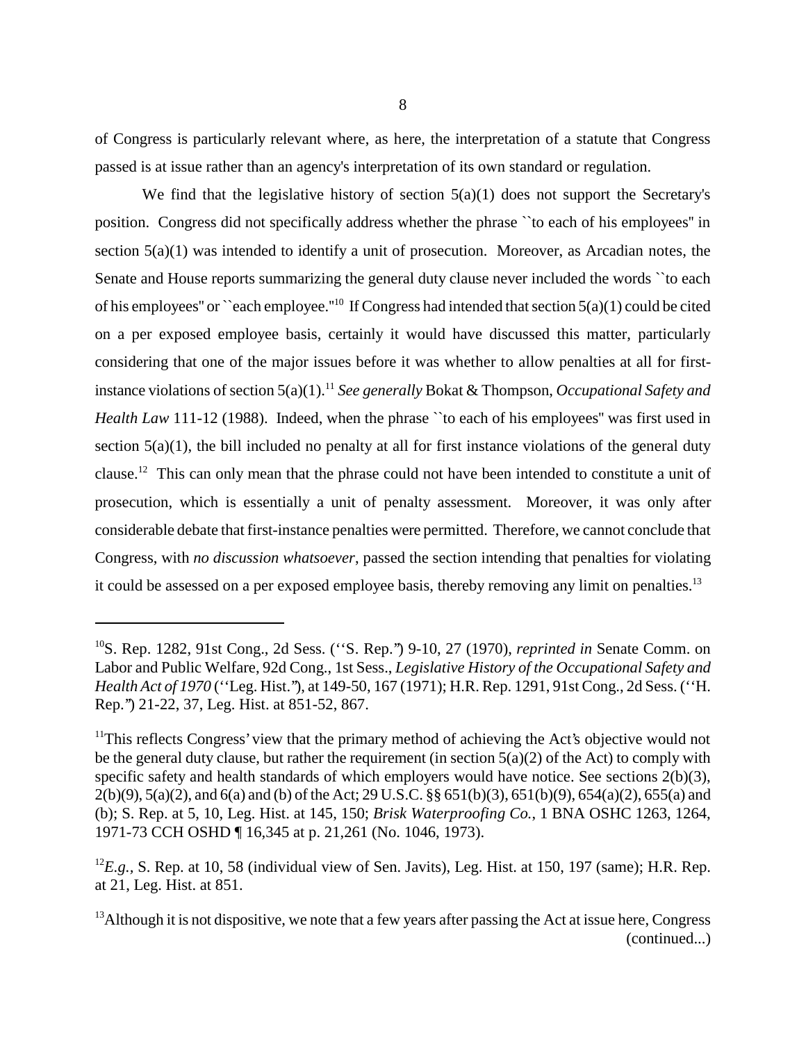of Congress is particularly relevant where, as here, the interpretation of a statute that Congress passed is at issue rather than an agency's interpretation of its own standard or regulation.

We find that the legislative history of section 5(a)(1) does not support the Secretary's position. Congress did not specifically address whether the phrase ``to each of his employees'' in section 5(a)(1) was intended to identify a unit of prosecution. Moreover, as Arcadian notes, the Senate and House reports summarizing the general duty clause never included the words ``to each of his employees'' or ``each employee.''[10] If Congress had intended that section 5(a)(1) could be cited on a per exposed employee basis, certainly it would have discussed this matter, particularly considering that one of the major issues before it was whether to allow penalties at all for first-instance violations of section 5(a)(1).[11] *See generally* Bokat & Thompson, *Occupational Safety and Health Law* 111-12 (1988). Indeed, when the phrase ``to each of his employees'' was first used in section 5(a)(1), the bill included no penalty at all for first instance violations of the general duty clause.[12] This can only mean that the phrase could not have been intended to constitute a unit of prosecution, which is essentially a unit of penalty assessment. Moreover, it was only after considerable debate that first-instance penalties were permitted. Therefore, we cannot conclude that Congress, with *no discussion whatsoever*, passed the section intending that penalties for violating it could be assessed on a per exposed employee basis, thereby removing any limit on penalties.[13]

---

[10]S. Rep. 1282, 91st Cong., 2d Sess. (''S. Rep.'') 9-10, 27 (1970), *reprinted in* Senate Comm. on Labor and Public Welfare, 92d Cong., 1st Sess., *Legislative History of the Occupational Safety and Health Act of 1970* (''Leg. Hist.''), at 149-50, 167 (1971); H.R. Rep. 1291, 91st Cong., 2d Sess. (''H. Rep.'') 21-22, 37, Leg. Hist. at 851-52, 867.

[11]This reflects Congress' view that the primary method of achieving the Act's objective would not be the general duty clause, but rather the requirement (in section 5(a)(2) of the Act) to comply with specific safety and health standards of which employers would have notice. See sections 2(b)(3), 2(b)(9), 5(a)(2), and 6(a) and (b) of the Act; 29 U.S.C. §§ 651(b)(3), 651(b)(9), 654(a)(2), 655(a) and (b); S. Rep. at 5, 10, Leg. Hist. at 145, 150; *Brisk Waterproofing Co.*, 1 BNA OSHC 1263, 1264, 1971-73 CCH OSHD ¶ 16,345 at p. 21,261 (No. 1046, 1973).

[12]*E.g.*, S. Rep. at 10, 58 (individual view of Sen. Javits), Leg. Hist. at 150, 197 (same); H.R. Rep. at 21, Leg. Hist. at 851.

[13]Although it is not dispositive, we note that a few years after passing the Act at issue here, Congress (continued...)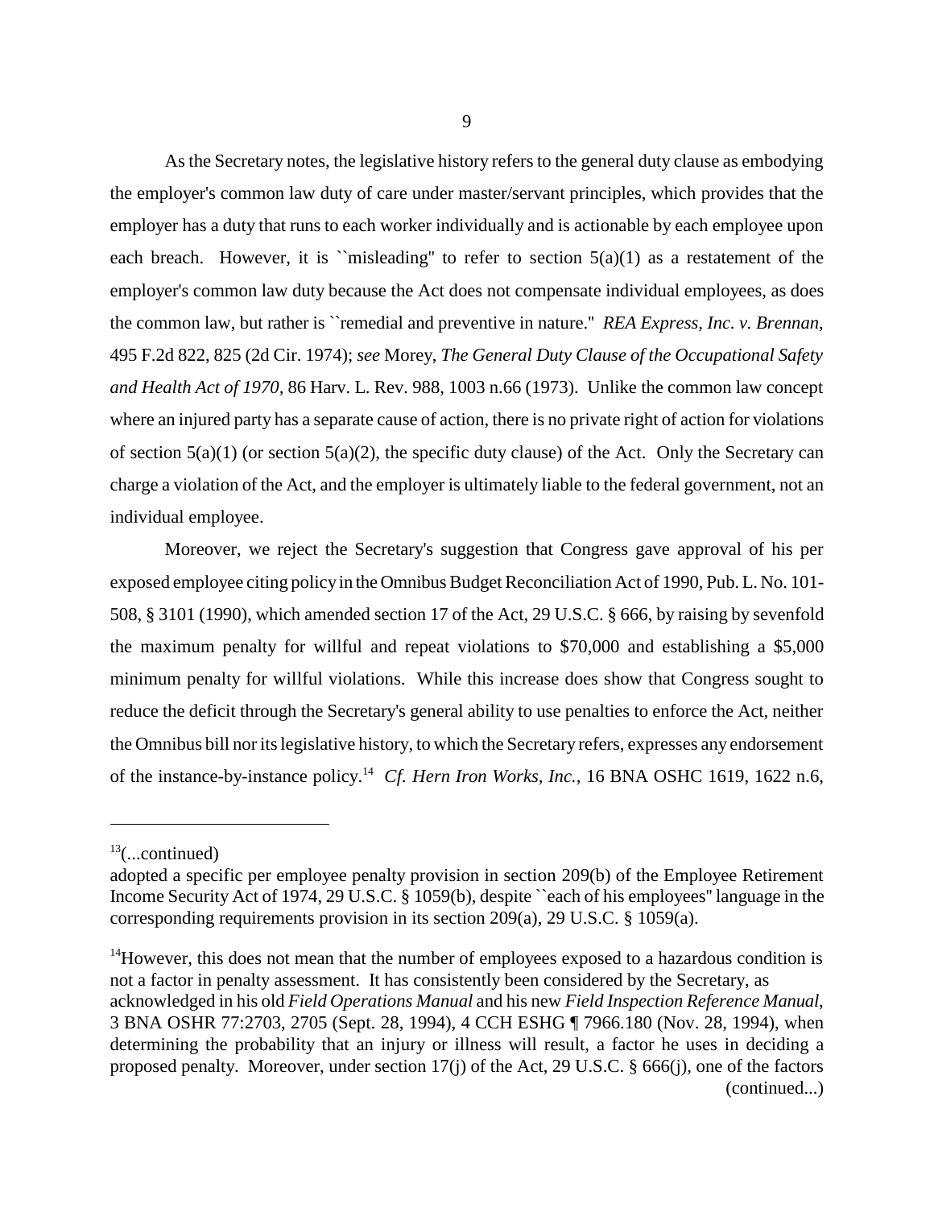As the Secretary notes, the legislative history refers to the general duty clause as embodying the employer's common law duty of care under master/servant principles, which provides that the employer has a duty that runs to each worker individually and is actionable by each employee upon each breach. However, it is ``misleading'' to refer to section 5(a)(1) as a restatement of the employer's common law duty because the Act does not compensate individual employees, as does the common law, but rather is ``remedial and preventive in nature.'' *REA Express, Inc. v. Brennan*, 495 F.2d 822, 825 (2d Cir. 1974); *see* Morey, *The General Duty Clause of the Occupational Safety and Health Act of 1970*, 86 Harv. L. Rev. 988, 1003 n.66 (1973). Unlike the common law concept where an injured party has a separate cause of action, there is no private right of action for violations of section 5(a)(1) (or section 5(a)(2), the specific duty clause) of the Act. Only the Secretary can charge a violation of the Act, and the employer is ultimately liable to the federal government, not an individual employee.

Moreover, we reject the Secretary's suggestion that Congress gave approval of his per exposed employee citing policy in the Omnibus Budget Reconciliation Act of 1990, Pub. L. No. 101-508, § 3101 (1990), which amended section 17 of the Act, 29 U.S.C. § 666, by raising by sevenfold the maximum penalty for willful and repeat violations to $70,000 and establishing a $5,000 minimum penalty for willful violations. While this increase does show that Congress sought to reduce the deficit through the Secretary's general ability to use penalties to enforce the Act, neither the Omnibus bill nor its legislative history, to which the Secretary refers, expresses any endorsement of the instance-by-instance policy.[14] *Cf. Hern Iron Works, Inc.*, 16 BNA OSHC 1619, 1622 n.6,

---

[13](...continued)
adopted a specific per employee penalty provision in section 209(b) of the Employee Retirement Income Security Act of 1974, 29 U.S.C. § 1059(b), despite ``each of his employees'' language in the corresponding requirements provision in its section 209(a), 29 U.S.C. § 1059(a).

[14]However, this does not mean that the number of employees exposed to a hazardous condition is not a factor in penalty assessment. It has consistently been considered by the Secretary, as acknowledged in his old *Field Operations Manual* and his new *Field Inspection Reference Manual*, 3 BNA OSHR 77:2703, 2705 (Sept. 28, 1994), 4 CCH ESHG ¶ 7966.180 (Nov. 28, 1994), when determining the probability that an injury or illness will result, a factor he uses in deciding a proposed penalty. Moreover, under section 17(j) of the Act, 29 U.S.C. § 666(j), one of the factors (continued...)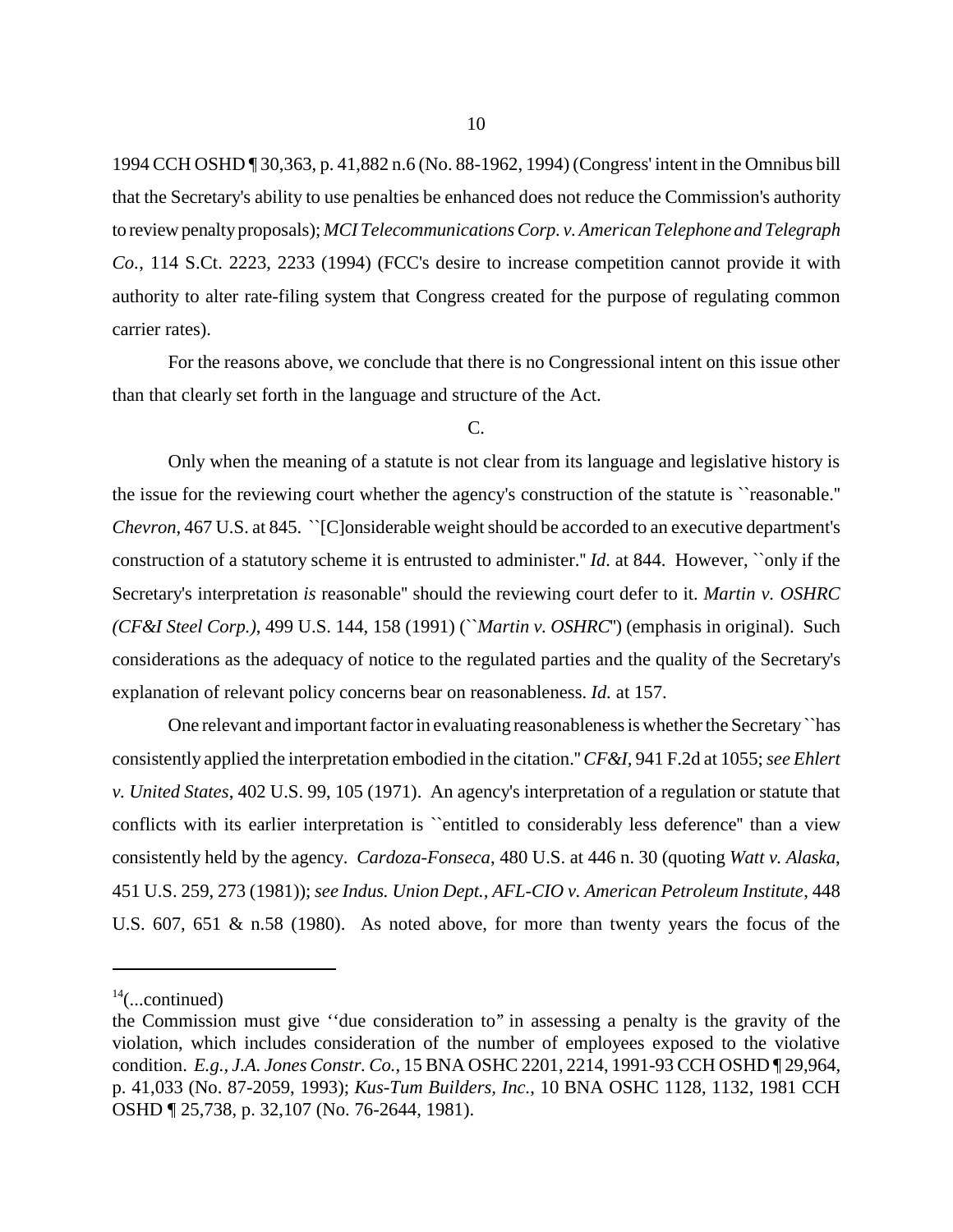1994 CCH OSHD ¶ 30,363, p. 41,882 n.6 (No. 88-1962, 1994) (Congress' intent in the Omnibus bill that the Secretary's ability to use penalties be enhanced does not reduce the Commission's authority to review penalty proposals); *MCI Telecommunications Corp. v. American Telephone and Telegraph Co.*, 114 S.Ct. 2223, 2233 (1994) (FCC's desire to increase competition cannot provide it with authority to alter rate-filing system that Congress created for the purpose of regulating common carrier rates).

For the reasons above, we conclude that there is no Congressional intent on this issue other than that clearly set forth in the language and structure of the Act.

C.

Only when the meaning of a statute is not clear from its language and legislative history is the issue for the reviewing court whether the agency's construction of the statute is ``reasonable.'' *Chevron*, 467 U.S. at 845. ``[C]onsiderable weight should be accorded to an executive department's construction of a statutory scheme it is entrusted to administer.'' *Id.* at 844. However, ``only if the Secretary's interpretation *is* reasonable'' should the reviewing court defer to it. *Martin v. OSHRC (CF&I Steel Corp.)*, 499 U.S. 144, 158 (1991) (``*Martin v. OSHRC*'') (emphasis in original). Such considerations as the adequacy of notice to the regulated parties and the quality of the Secretary's explanation of relevant policy concerns bear on reasonableness. *Id.* at 157.

One relevant and important factor in evaluating reasonableness is whether the Secretary ``has consistently applied the interpretation embodied in the citation.'' *CF&I*, 941 F.2d at 1055; *see Ehlert v. United States*, 402 U.S. 99, 105 (1971). An agency's interpretation of a regulation or statute that conflicts with its earlier interpretation is ``entitled to considerably less deference'' than a view consistently held by the agency. *Cardoza-Fonseca*, 480 U.S. at 446 n. 30 (quoting *Watt v. Alaska*, 451 U.S. 259, 273 (1981)); *see Indus. Union Dept., AFL-CIO v. American Petroleum Institute*, 448 U.S. 607, 651 & n.58 (1980). As noted above, for more than twenty years the focus of the

---

[14](...continued)
the Commission must give ''due consideration to" in assessing a penalty is the gravity of the violation, which includes consideration of the number of employees exposed to the violative condition. *E.g.*, *J.A. Jones Constr. Co.*, 15 BNA OSHC 2201, 2214, 1991-93 CCH OSHD ¶ 29,964, p. 41,033 (No. 87-2059, 1993); *Kus-Tum Builders, Inc.*, 10 BNA OSHC 1128, 1132, 1981 CCH OSHD ¶ 25,738, p. 32,107 (No. 76-2644, 1981).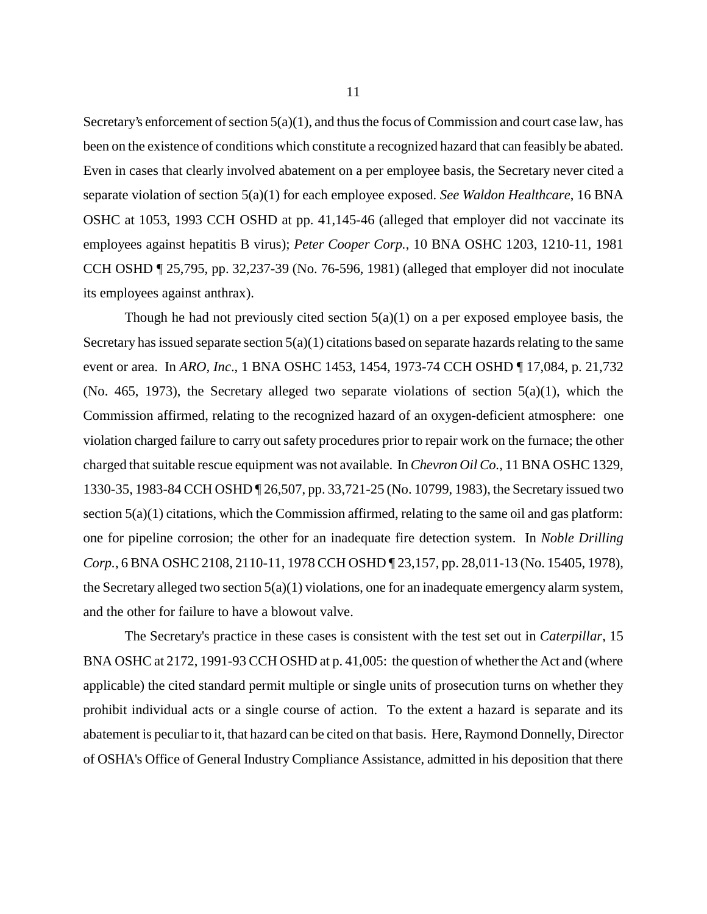Secretary's enforcement of section 5(a)(1), and thus the focus of Commission and court case law, has been on the existence of conditions which constitute a recognized hazard that can feasibly be abated. Even in cases that clearly involved abatement on a per employee basis, the Secretary never cited a separate violation of section 5(a)(1) for each employee exposed. *See Waldon Healthcare*, 16 BNA OSHC at 1053, 1993 CCH OSHD at pp. 41,145-46 (alleged that employer did not vaccinate its employees against hepatitis B virus); *Peter Cooper Corp.*, 10 BNA OSHC 1203, 1210-11, 1981 CCH OSHD ¶ 25,795, pp. 32,237-39 (No. 76-596, 1981) (alleged that employer did not inoculate its employees against anthrax).

Though he had not previously cited section 5(a)(1) on a per exposed employee basis, the Secretary has issued separate section 5(a)(1) citations based on separate hazards relating to the same event or area. In *ARO, Inc*., 1 BNA OSHC 1453, 1454, 1973-74 CCH OSHD ¶ 17,084, p. 21,732 (No. 465, 1973), the Secretary alleged two separate violations of section 5(a)(1), which the Commission affirmed, relating to the recognized hazard of an oxygen-deficient atmosphere: one violation charged failure to carry out safety procedures prior to repair work on the furnace; the other charged that suitable rescue equipment was not available. In *Chevron Oil Co.,* 11 BNA OSHC 1329, 1330-35, 1983-84 CCH OSHD ¶ 26,507, pp. 33,721-25 (No. 10799, 1983), the Secretary issued two section 5(a)(1) citations, which the Commission affirmed, relating to the same oil and gas platform: one for pipeline corrosion; the other for an inadequate fire detection system. In *Noble Drilling Corp.*, 6 BNA OSHC 2108, 2110-11, 1978 CCH OSHD ¶ 23,157, pp. 28,011-13 (No. 15405, 1978), the Secretary alleged two section 5(a)(1) violations, one for an inadequate emergency alarm system, and the other for failure to have a blowout valve.

The Secretary's practice in these cases is consistent with the test set out in *Caterpillar*, 15 BNA OSHC at 2172, 1991-93 CCH OSHD at p. 41,005: the question of whether the Act and (where applicable) the cited standard permit multiple or single units of prosecution turns on whether they prohibit individual acts or a single course of action. To the extent a hazard is separate and its abatement is peculiar to it, that hazard can be cited on that basis. Here, Raymond Donnelly, Director of OSHA's Office of General Industry Compliance Assistance, admitted in his deposition that there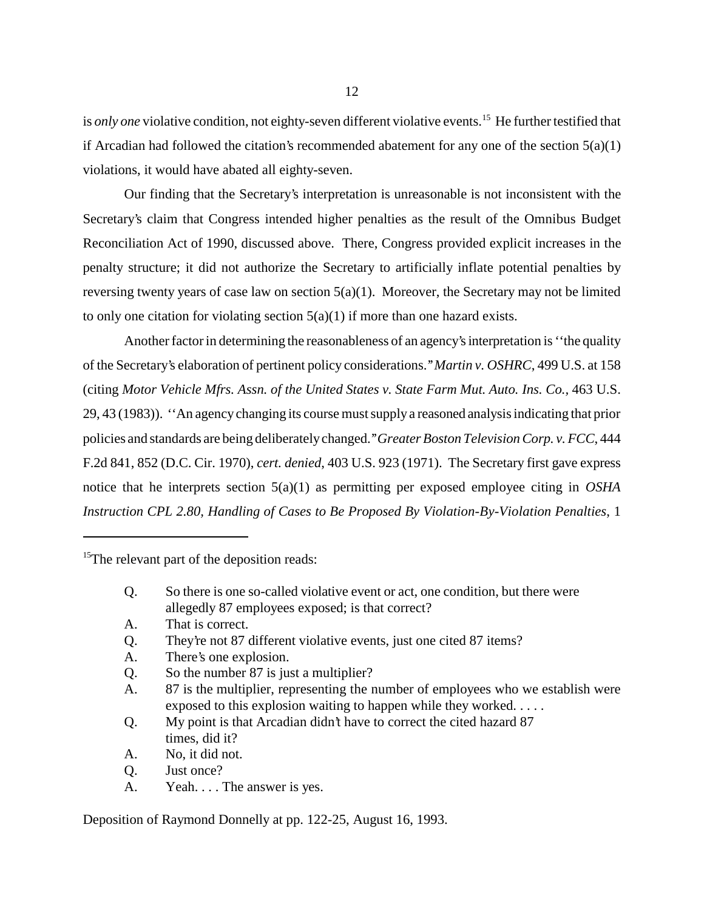is *only one* violative condition, not eighty-seven different violative events.[15] He further testified that if Arcadian had followed the citation's recommended abatement for any one of the section 5(a)(1) violations, it would have abated all eighty-seven.

Our finding that the Secretary's interpretation is unreasonable is not inconsistent with the Secretary's claim that Congress intended higher penalties as the result of the Omnibus Budget Reconciliation Act of 1990, discussed above. There, Congress provided explicit increases in the penalty structure; it did not authorize the Secretary to artificially inflate potential penalties by reversing twenty years of case law on section 5(a)(1). Moreover, the Secretary may not be limited to only one citation for violating section 5(a)(1) if more than one hazard exists.

Another factor in determining the reasonableness of an agency's interpretation is ''the quality of the Secretary's elaboration of pertinent policy considerations.'' *Martin v. OSHRC*, 499 U.S. at 158 (citing *Motor Vehicle Mfrs. Assn. of the United States v. State Farm Mut. Auto. Ins. Co.*, 463 U.S. 29, 43 (1983)). ''An agency changing its course must supply a reasoned analysis indicating that prior policies and standards are being deliberately changed.'' *Greater Boston Television Corp. v. FCC*, 444 F.2d 841, 852 (D.C. Cir. 1970), *cert. denied*, 403 U.S. 923 (1971). The Secretary first gave express notice that he interprets section 5(a)(1) as permitting per exposed employee citing in *OSHA Instruction CPL 2.80, Handling of Cases to Be Proposed By Violation-By-Violation Penalties*, 1

---

[15]The relevant part of the deposition reads:

> Q. So there is one so-called violative event or act, one condition, but there were allegedly 87 employees exposed; is that correct?
> A. That is correct.
> Q. They're not 87 different violative events, just one cited 87 items?
> A. There's one explosion.
> Q. So the number 87 is just a multiplier?
> A. 87 is the multiplier, representing the number of employees who we establish were exposed to this explosion waiting to happen while they worked. . . . .
> Q. My point is that Arcadian didn't have to correct the cited hazard 87 times, did it?
> A. No, it did not.
> Q. Just once?
> A. Yeah. . . . The answer is yes.

Deposition of Raymond Donnelly at pp. 122-25, August 16, 1993.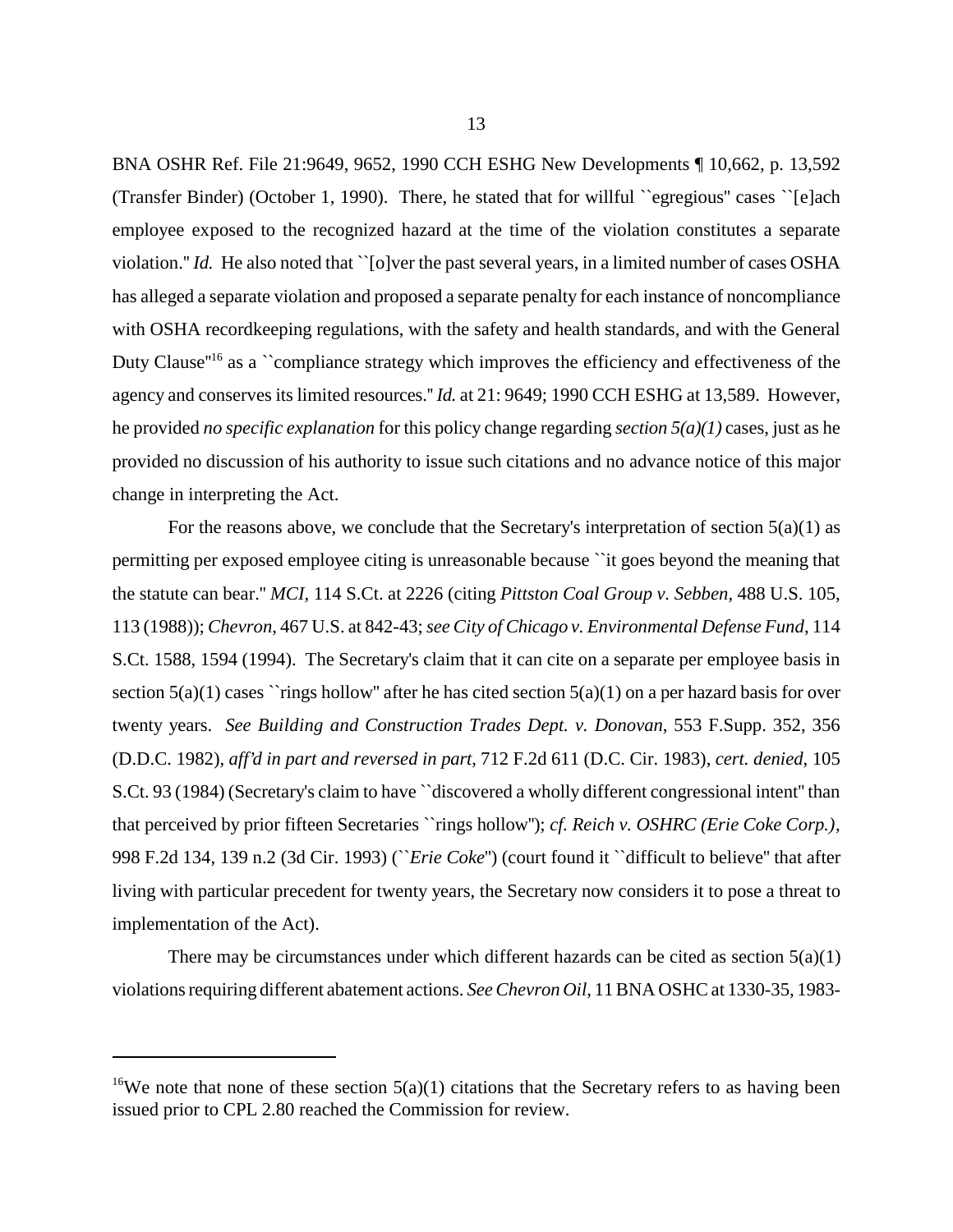BNA OSHR Ref. File 21:9649, 9652, 1990 CCH ESHG New Developments ¶ 10,662, p. 13,592 (Transfer Binder) (October 1, 1990). There, he stated that for willful ``egregious'' cases ``[e]ach employee exposed to the recognized hazard at the time of the violation constitutes a separate violation.'' *Id.* He also noted that ``[o]ver the past several years, in a limited number of cases OSHA has alleged a separate violation and proposed a separate penalty for each instance of noncompliance with OSHA recordkeeping regulations, with the safety and health standards, and with the General Duty Clause''[16] as a ``compliance strategy which improves the efficiency and effectiveness of the agency and conserves its limited resources.'' *Id.* at 21: 9649; 1990 CCH ESHG at 13,589. However, he provided *no specific explanation* for this policy change regarding *section 5(a)(1)* cases, just as he provided no discussion of his authority to issue such citations and no advance notice of this major change in interpreting the Act.

For the reasons above, we conclude that the Secretary's interpretation of section 5(a)(1) as permitting per exposed employee citing is unreasonable because ``it goes beyond the meaning that the statute can bear.'' *MCI*, 114 S.Ct. at 2226 (citing *Pittston Coal Group v. Sebben*, 488 U.S. 105, 113 (1988)); *Chevron*, 467 U.S. at 842-43; *see City of Chicago v. Environmental Defense Fund*, 114 S.Ct. 1588, 1594 (1994). The Secretary's claim that it can cite on a separate per employee basis in section 5(a)(1) cases ``rings hollow'' after he has cited section 5(a)(1) on a per hazard basis for over twenty years. *See Building and Construction Trades Dept. v. Donovan*, 553 F.Supp. 352, 356 (D.D.C. 1982), *aff'd in part and reversed in part*, 712 F.2d 611 (D.C. Cir. 1983), *cert. denied*, 105 S.Ct. 93 (1984) (Secretary's claim to have ``discovered a wholly different congressional intent'' than that perceived by prior fifteen Secretaries ``rings hollow''); *cf. Reich v. OSHRC (Erie Coke Corp.)*, 998 F.2d 134, 139 n.2 (3d Cir. 1993) (``*Erie Coke*'') (court found it ``difficult to believe'' that after living with particular precedent for twenty years, the Secretary now considers it to pose a threat to implementation of the Act).

There may be circumstances under which different hazards can be cited as section 5(a)(1) violations requiring different abatement actions. *See Chevron Oil*, 11 BNA OSHC at 1330-35, 1983-

---

[16] We note that none of these section 5(a)(1) citations that the Secretary refers to as having been issued prior to CPL 2.80 reached the Commission for review.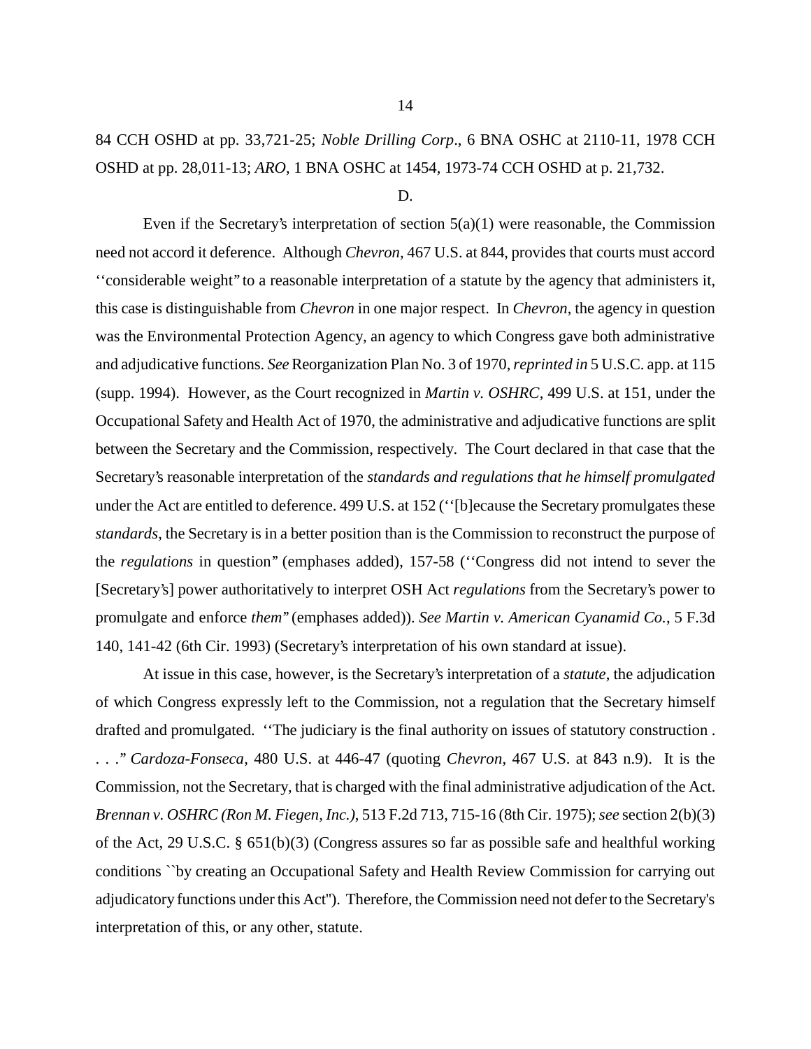84 CCH OSHD at pp. 33,721-25; *Noble Drilling Corp*., 6 BNA OSHC at 2110-11, 1978 CCH OSHD at pp. 28,011-13; *ARO*, 1 BNA OSHC at 1454, 1973-74 CCH OSHD at p. 21,732.

D.

Even if the Secretary's interpretation of section 5(a)(1) were reasonable, the Commission need not accord it deference. Although *Chevron*, 467 U.S. at 844, provides that courts must accord ''considerable weight" to a reasonable interpretation of a statute by the agency that administers it, this case is distinguishable from *Chevron* in one major respect. In *Chevron*, the agency in question was the Environmental Protection Agency, an agency to which Congress gave both administrative and adjudicative functions. *See* Reorganization Plan No. 3 of 1970, *reprinted in* 5 U.S.C. app. at 115 (supp. 1994). However, as the Court recognized in *Martin v. OSHRC*, 499 U.S. at 151, under the Occupational Safety and Health Act of 1970, the administrative and adjudicative functions are split between the Secretary and the Commission, respectively. The Court declared in that case that the Secretary's reasonable interpretation of the *standards and regulations that he himself promulgated* under the Act are entitled to deference. 499 U.S. at 152 (''[b]ecause the Secretary promulgates these *standards*, the Secretary is in a better position than is the Commission to reconstruct the purpose of the *regulations* in question" (emphases added), 157-58 (''Congress did not intend to sever the [Secretary's] power authoritatively to interpret OSH Act *regulations* from the Secretary's power to promulgate and enforce *them*" (emphases added)). *See Martin v. American Cyanamid Co.*, 5 F.3d 140, 141-42 (6th Cir. 1993) (Secretary's interpretation of his own standard at issue).

At issue in this case, however, is the Secretary's interpretation of a *statute*, the adjudication of which Congress expressly left to the Commission, not a regulation that the Secretary himself drafted and promulgated. ''The judiciary is the final authority on issues of statutory construction . . . ." *Cardoza-Fonseca*, 480 U.S. at 446-47 (quoting *Chevron*, 467 U.S. at 843 n.9). It is the Commission, not the Secretary, that is charged with the final administrative adjudication of the Act. *Brennan v. OSHRC (Ron M. Fiegen, Inc.)*, 513 F.2d 713, 715-16 (8th Cir. 1975); *see* section 2(b)(3) of the Act, 29 U.S.C. § 651(b)(3) (Congress assures so far as possible safe and healthful working conditions ``by creating an Occupational Safety and Health Review Commission for carrying out adjudicatory functions under this Act"). Therefore, the Commission need not defer to the Secretary's interpretation of this, or any other, statute.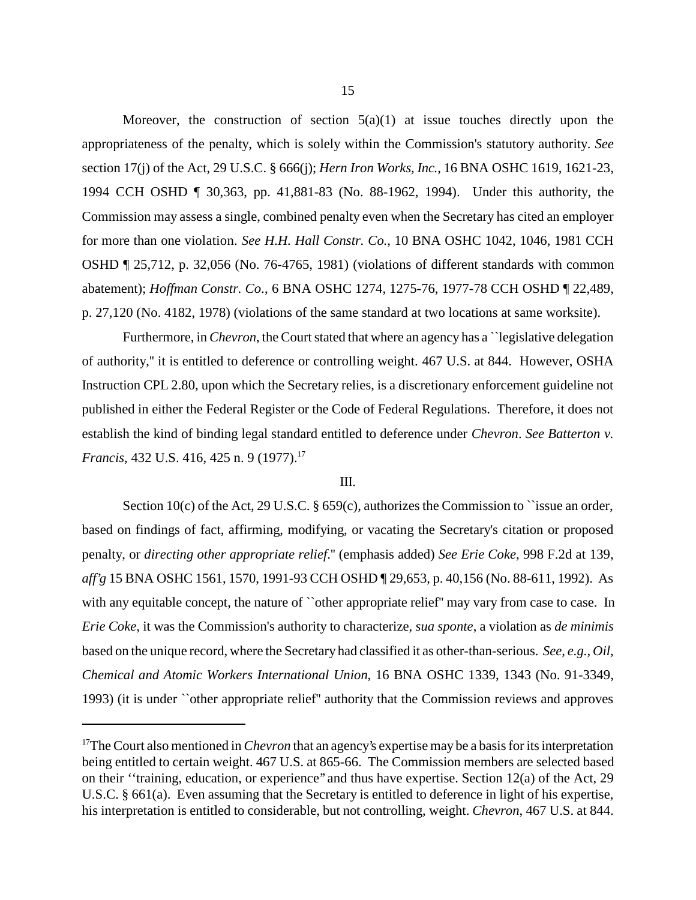Moreover, the construction of section 5(a)(1) at issue touches directly upon the appropriateness of the penalty, which is solely within the Commission's statutory authority. *See* section 17(j) of the Act, 29 U.S.C. § 666(j); *Hern Iron Works, Inc.*, 16 BNA OSHC 1619, 1621-23, 1994 CCH OSHD ¶ 30,363, pp. 41,881-83 (No. 88-1962, 1994). Under this authority, the Commission may assess a single, combined penalty even when the Secretary has cited an employer for more than one violation. *See H.H. Hall Constr. Co.*, 10 BNA OSHC 1042, 1046, 1981 CCH OSHD ¶ 25,712, p. 32,056 (No. 76-4765, 1981) (violations of different standards with common abatement); *Hoffman Constr. Co.*, 6 BNA OSHC 1274, 1275-76, 1977-78 CCH OSHD ¶ 22,489, p. 27,120 (No. 4182, 1978) (violations of the same standard at two locations at same worksite).

Furthermore, in *Chevron*, the Court stated that where an agency has a ``legislative delegation of authority,'' it is entitled to deference or controlling weight. 467 U.S. at 844. However, OSHA Instruction CPL 2.80, upon which the Secretary relies, is a discretionary enforcement guideline not published in either the Federal Register or the Code of Federal Regulations. Therefore, it does not establish the kind of binding legal standard entitled to deference under *Chevron*. *See Batterton v. Francis*, 432 U.S. 416, 425 n. 9 (1977).[17]

III.

Section 10(c) of the Act, 29 U.S.C. § 659(c), authorizes the Commission to ``issue an order, based on findings of fact, affirming, modifying, or vacating the Secretary's citation or proposed penalty, or *directing other appropriate relief*.'' (emphasis added) *See Erie Coke*, 998 F.2d at 139, *aff'g* 15 BNA OSHC 1561, 1570, 1991-93 CCH OSHD ¶ 29,653, p. 40,156 (No. 88-611, 1992). As with any equitable concept, the nature of ``other appropriate relief'' may vary from case to case. In *Erie Coke*, it was the Commission's authority to characterize, *sua sponte*, a violation as *de minimis* based on the unique record, where the Secretary had classified it as other-than-serious. *See, e.g., Oil, Chemical and Atomic Workers International Union*, 16 BNA OSHC 1339, 1343 (No. 91-3349, 1993) (it is under ``other appropriate relief'' authority that the Commission reviews and approves

---

[17] The Court also mentioned in *Chevron* that an agency's expertise may be a basis for its interpretation being entitled to certain weight. 467 U.S. at 865-66. The Commission members are selected based on their ''training, education, or experience'' and thus have expertise. Section 12(a) of the Act, 29 U.S.C. § 661(a). Even assuming that the Secretary is entitled to deference in light of his expertise, his interpretation is entitled to considerable, but not controlling, weight. *Chevron*, 467 U.S. at 844.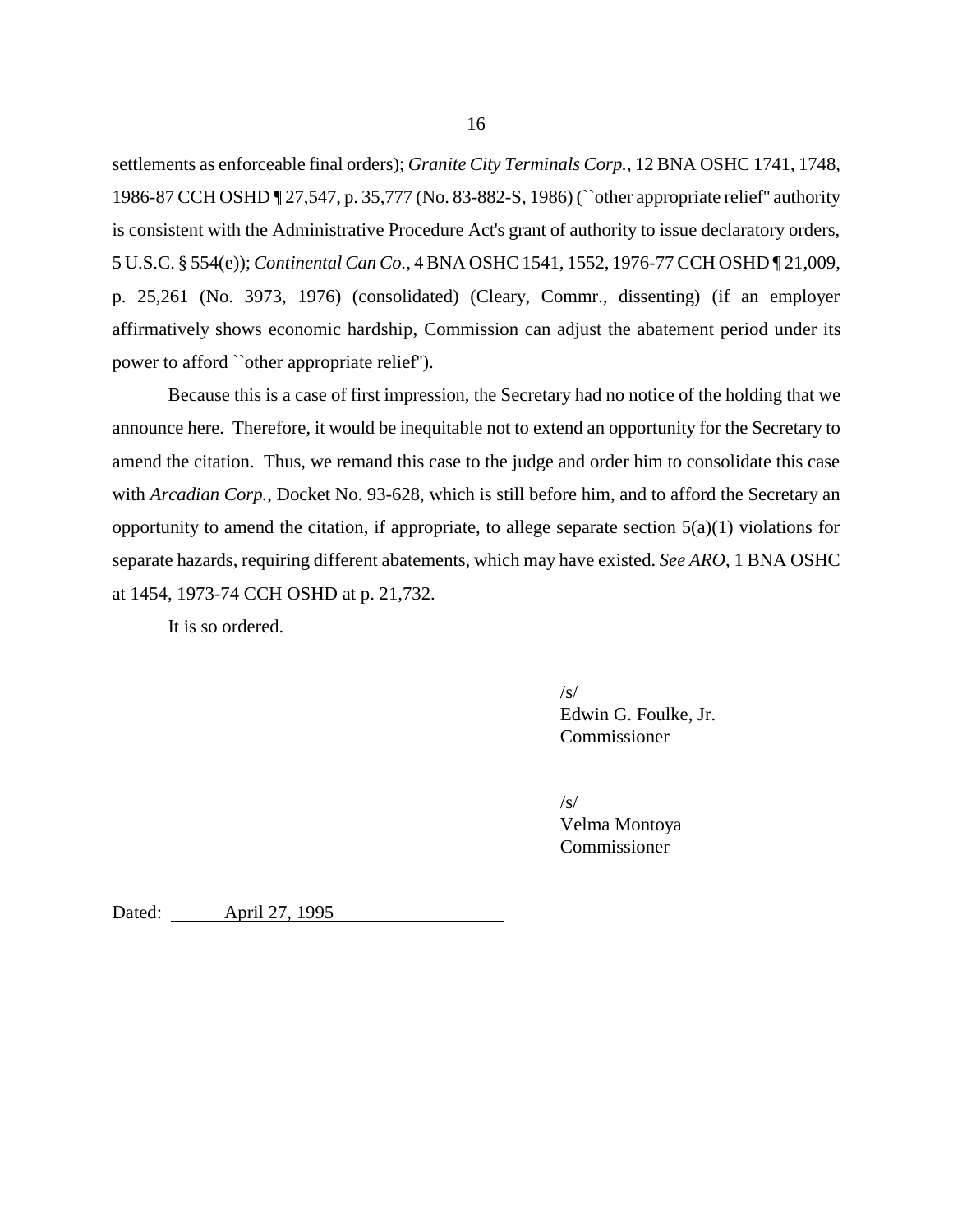settlements as enforceable final orders); *Granite City Terminals Corp.*, 12 BNA OSHC 1741, 1748, 1986-87 CCH OSHD ¶ 27,547, p. 35,777 (No. 83-882-S, 1986) (``other appropriate relief'' authority is consistent with the Administrative Procedure Act's grant of authority to issue declaratory orders, 5 U.S.C. § 554(e)); *Continental Can Co.*, 4 BNA OSHC 1541, 1552, 1976-77 CCH OSHD ¶ 21,009, p. 25,261 (No. 3973, 1976) (consolidated) (Cleary, Commr., dissenting) (if an employer affirmatively shows economic hardship, Commission can adjust the abatement period under its power to afford ``other appropriate relief'').

Because this is a case of first impression, the Secretary had no notice of the holding that we announce here. Therefore, it would be inequitable not to extend an opportunity for the Secretary to amend the citation. Thus, we remand this case to the judge and order him to consolidate this case with *Arcadian Corp.*, Docket No. 93-628, which is still before him, and to afford the Secretary an opportunity to amend the citation, if appropriate, to allege separate section 5(a)(1) violations for separate hazards, requiring different abatements, which may have existed. *See ARO*, 1 BNA OSHC at 1454, 1973-74 CCH OSHD at p. 21,732.

It is so ordered.

/s/
Edwin G. Foulke, Jr.
Commissioner

/s/
Velma Montoya
Commissioner

Dated: April 27, 1995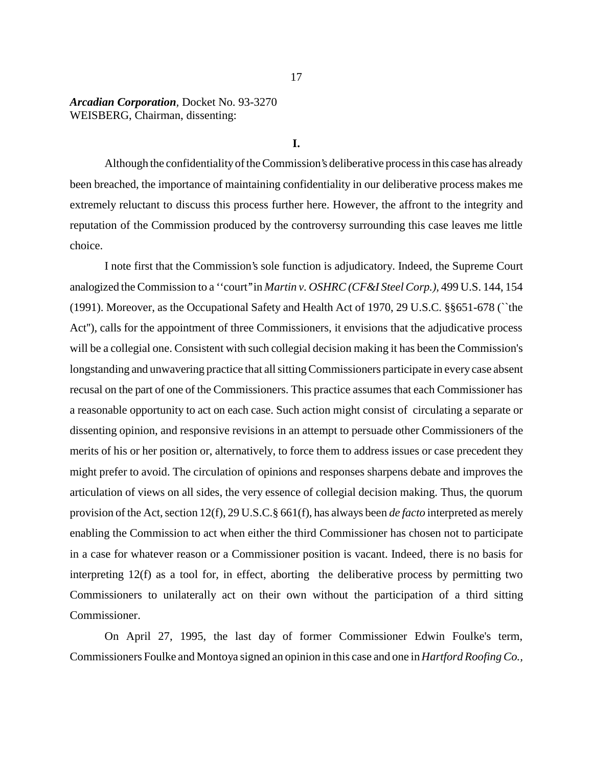***Arcadian Corporation***, Docket No. 93-3270
WEISBERG, Chairman, dissenting:

**I.**

Although the confidentiality of the Commission's deliberative process in this case has already been breached, the importance of maintaining confidentiality in our deliberative process makes me extremely reluctant to discuss this process further here. However, the affront to the integrity and reputation of the Commission produced by the controversy surrounding this case leaves me little choice.

I note first that the Commission's sole function is adjudicatory. Indeed, the Supreme Court analogized the Commission to a ''court" in *Martin v. OSHRC (CF&I Steel Corp.)*, 499 U.S. 144, 154 (1991). Moreover, as the Occupational Safety and Health Act of 1970, 29 U.S.C. §§651-678 (``the Act''), calls for the appointment of three Commissioners, it envisions that the adjudicative process will be a collegial one. Consistent with such collegial decision making it has been the Commission's longstanding and unwavering practice that all sitting Commissioners participate in every case absent recusal on the part of one of the Commissioners. This practice assumes that each Commissioner has a reasonable opportunity to act on each case. Such action might consist of circulating a separate or dissenting opinion, and responsive revisions in an attempt to persuade other Commissioners of the merits of his or her position or, alternatively, to force them to address issues or case precedent they might prefer to avoid. The circulation of opinions and responses sharpens debate and improves the articulation of views on all sides, the very essence of collegial decision making. Thus, the quorum provision of the Act, section 12(f), 29 U.S.C.§ 661(f), has always been *de facto* interpreted as merely enabling the Commission to act when either the third Commissioner has chosen not to participate in a case for whatever reason or a Commissioner position is vacant. Indeed, there is no basis for interpreting 12(f) as a tool for, in effect, aborting the deliberative process by permitting two Commissioners to unilaterally act on their own without the participation of a third sitting Commissioner.

On April 27, 1995, the last day of former Commissioner Edwin Foulke's term, Commissioners Foulke and Montoya signed an opinion in this case and one in *Hartford Roofing Co.*,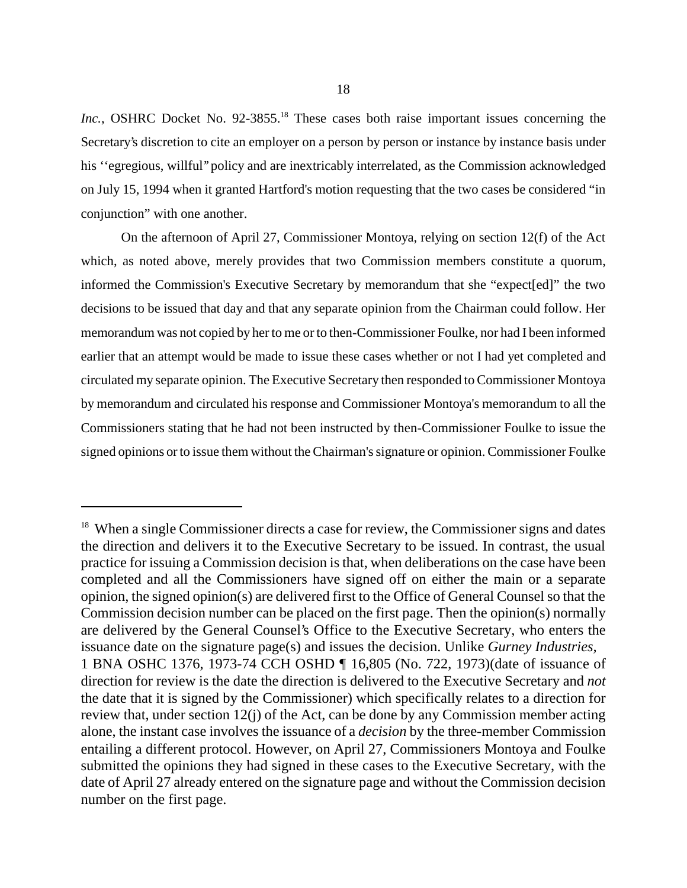*Inc.*, OSHRC Docket No. 92-3855.[18] These cases both raise important issues concerning the Secretary's discretion to cite an employer on a person by person or instance by instance basis under his ''egregious, willful" policy and are inextricably interrelated, as the Commission acknowledged on July 15, 1994 when it granted Hartford's motion requesting that the two cases be considered "in conjunction" with one another.

On the afternoon of April 27, Commissioner Montoya, relying on section 12(f) of the Act which, as noted above, merely provides that two Commission members constitute a quorum, informed the Commission's Executive Secretary by memorandum that she "expect[ed]" the two decisions to be issued that day and that any separate opinion from the Chairman could follow. Her memorandum was not copied by her to me or to then-Commissioner Foulke, nor had I been informed earlier that an attempt would be made to issue these cases whether or not I had yet completed and circulated my separate opinion. The Executive Secretary then responded to Commissioner Montoya by memorandum and circulated his response and Commissioner Montoya's memorandum to all the Commissioners stating that he had not been instructed by then-Commissioner Foulke to issue the signed opinions or to issue them without the Chairman's signature or opinion. Commissioner Foulke

---

[18] When a single Commissioner directs a case for review, the Commissioner signs and dates the direction and delivers it to the Executive Secretary to be issued. In contrast, the usual practice for issuing a Commission decision is that, when deliberations on the case have been completed and all the Commissioners have signed off on either the main or a separate opinion, the signed opinion(s) are delivered first to the Office of General Counsel so that the Commission decision number can be placed on the first page. Then the opinion(s) normally are delivered by the General Counsel's Office to the Executive Secretary, who enters the issuance date on the signature page(s) and issues the decision. Unlike *Gurney Industries,* 1 BNA OSHC 1376, 1973-74 CCH OSHD ¶ 16,805 (No. 722, 1973)(date of issuance of direction for review is the date the direction is delivered to the Executive Secretary and *not* the date that it is signed by the Commissioner) which specifically relates to a direction for review that, under section 12(j) of the Act, can be done by any Commission member acting alone, the instant case involves the issuance of a *decision* by the three-member Commission entailing a different protocol. However, on April 27, Commissioners Montoya and Foulke submitted the opinions they had signed in these cases to the Executive Secretary, with the date of April 27 already entered on the signature page and without the Commission decision number on the first page.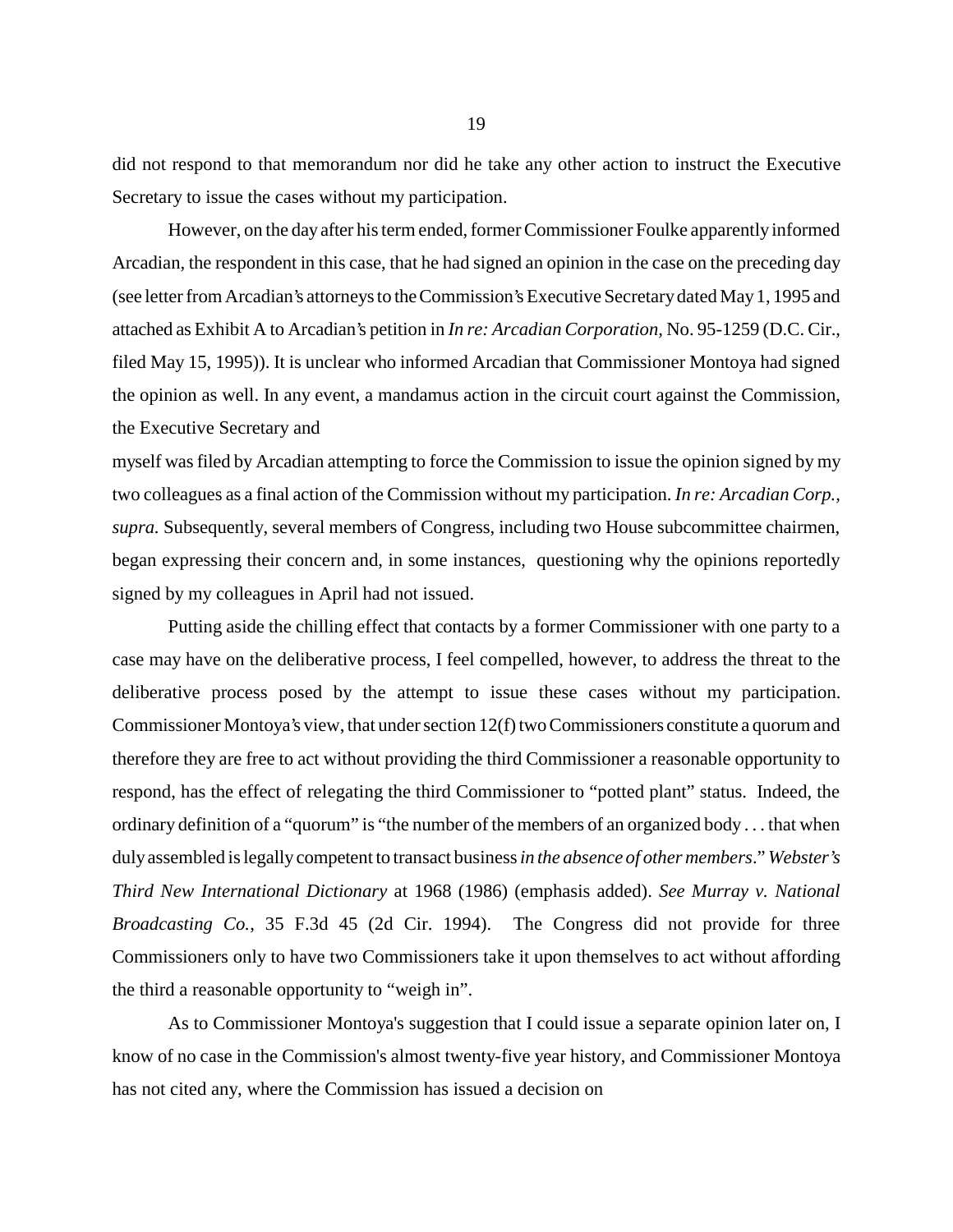did not respond to that memorandum nor did he take any other action to instruct the Executive Secretary to issue the cases without my participation.

However, on the day after his term ended, former Commissioner Foulke apparently informed Arcadian, the respondent in this case, that he had signed an opinion in the case on the preceding day (see letter from Arcadian's attorneys to the Commission's Executive Secretary dated May 1, 1995 and attached as Exhibit A to Arcadian's petition in *In re: Arcadian Corporation*, No. 95-1259 (D.C. Cir., filed May 15, 1995)). It is unclear who informed Arcadian that Commissioner Montoya had signed the opinion as well. In any event, a mandamus action in the circuit court against the Commission, the Executive Secretary and myself was filed by Arcadian attempting to force the Commission to issue the opinion signed by my two colleagues as a final action of the Commission without my participation. *In re: Arcadian Corp., supra.* Subsequently, several members of Congress, including two House subcommittee chairmen, began expressing their concern and, in some instances, questioning why the opinions reportedly signed by my colleagues in April had not issued.

Putting aside the chilling effect that contacts by a former Commissioner with one party to a case may have on the deliberative process, I feel compelled, however, to address the threat to the deliberative process posed by the attempt to issue these cases without my participation. Commissioner Montoya's view, that under section 12(f) two Commissioners constitute a quorum and therefore they are free to act without providing the third Commissioner a reasonable opportunity to respond, has the effect of relegating the third Commissioner to "potted plant" status. Indeed, the ordinary definition of a "quorum" is "the number of the members of an organized body . . . that when duly assembled is legally competent to transact business *in the absence of other members*." *Webster's Third New International Dictionary* at 1968 (1986) (emphasis added). *See Murray v. National Broadcasting Co.*, 35 F.3d 45 (2d Cir. 1994). The Congress did not provide for three Commissioners only to have two Commissioners take it upon themselves to act without affording the third a reasonable opportunity to "weigh in".

As to Commissioner Montoya's suggestion that I could issue a separate opinion later on, I know of no case in the Commission's almost twenty-five year history, and Commissioner Montoya has not cited any, where the Commission has issued a decision on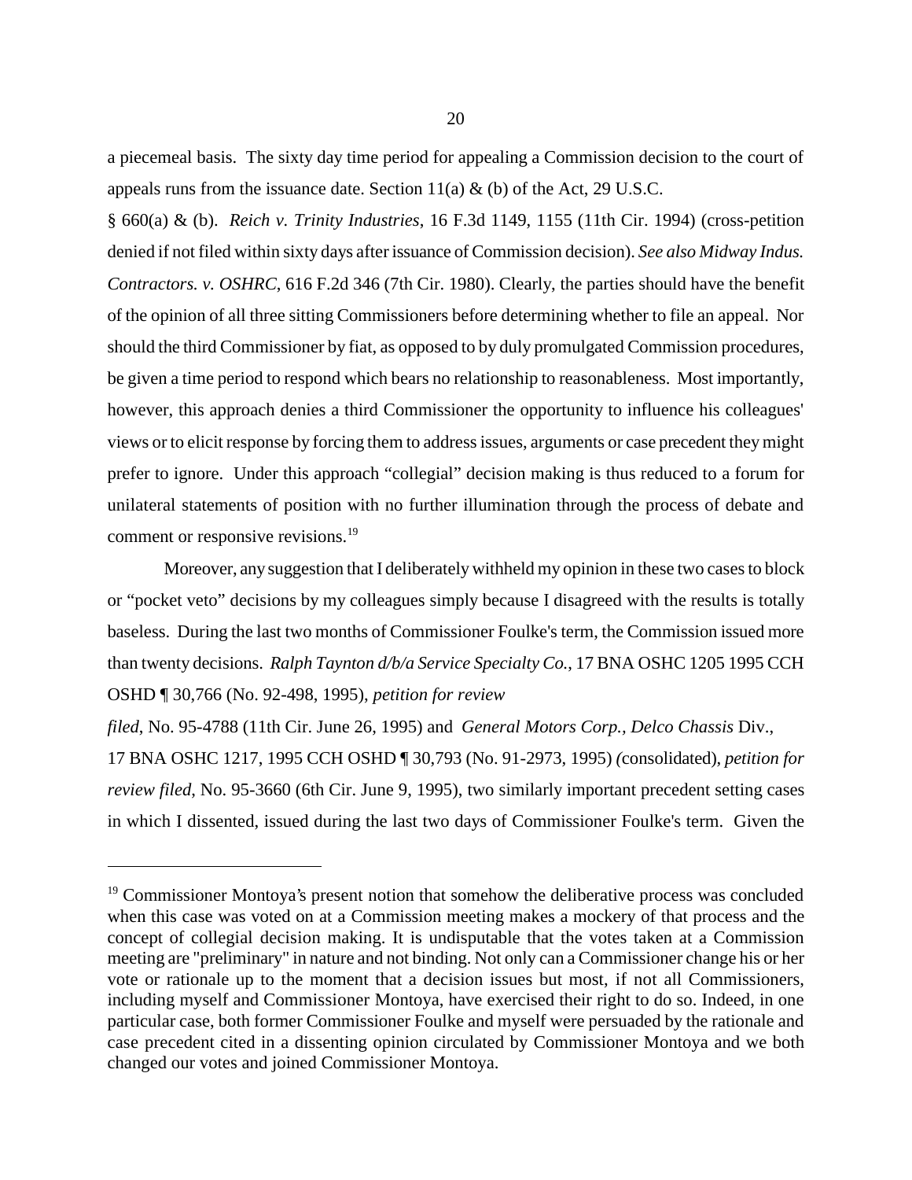a piecemeal basis. The sixty day time period for appealing a Commission decision to the court of appeals runs from the issuance date. Section 11(a) & (b) of the Act, 29 U.S.C. § 660(a) & (b). *Reich v. Trinity Industries*, 16 F.3d 1149, 1155 (11th Cir. 1994) (cross-petition denied if not filed within sixty days after issuance of Commission decision). *See also Midway Indus. Contractors. v. OSHRC*, 616 F.2d 346 (7th Cir. 1980). Clearly, the parties should have the benefit of the opinion of all three sitting Commissioners before determining whether to file an appeal. Nor should the third Commissioner by fiat, as opposed to by duly promulgated Commission procedures, be given a time period to respond which bears no relationship to reasonableness. Most importantly, however, this approach denies a third Commissioner the opportunity to influence his colleagues' views or to elicit response by forcing them to address issues, arguments or case precedent they might prefer to ignore. Under this approach "collegial" decision making is thus reduced to a forum for unilateral statements of position with no further illumination through the process of debate and comment or responsive revisions.[19]

Moreover, any suggestion that I deliberately withheld my opinion in these two cases to block or "pocket veto" decisions by my colleagues simply because I disagreed with the results is totally baseless. During the last two months of Commissioner Foulke's term, the Commission issued more than twenty decisions. *Ralph Taynton d/b/a Service Specialty Co.*, 17 BNA OSHC 1205 1995 CCH OSHD ¶ 30,766 (No. 92-498, 1995), *petition for review filed*, No. 95-4788 (11th Cir. June 26, 1995) and *General Motors Corp., Delco Chassis* Div., 17 BNA OSHC 1217, 1995 CCH OSHD ¶ 30,793 (No. 91-2973, 1995) (consolidated), *petition for review filed*, No. 95-3660 (6th Cir. June 9, 1995), two similarly important precedent setting cases in which I dissented, issued during the last two days of Commissioner Foulke's term. Given the

---

[19] Commissioner Montoya's present notion that somehow the deliberative process was concluded when this case was voted on at a Commission meeting makes a mockery of that process and the concept of collegial decision making. It is undisputable that the votes taken at a Commission meeting are "preliminary" in nature and not binding. Not only can a Commissioner change his or her vote or rationale up to the moment that a decision issues but most, if not all Commissioners, including myself and Commissioner Montoya, have exercised their right to do so. Indeed, in one particular case, both former Commissioner Foulke and myself were persuaded by the rationale and case precedent cited in a dissenting opinion circulated by Commissioner Montoya and we both changed our votes and joined Commissioner Montoya.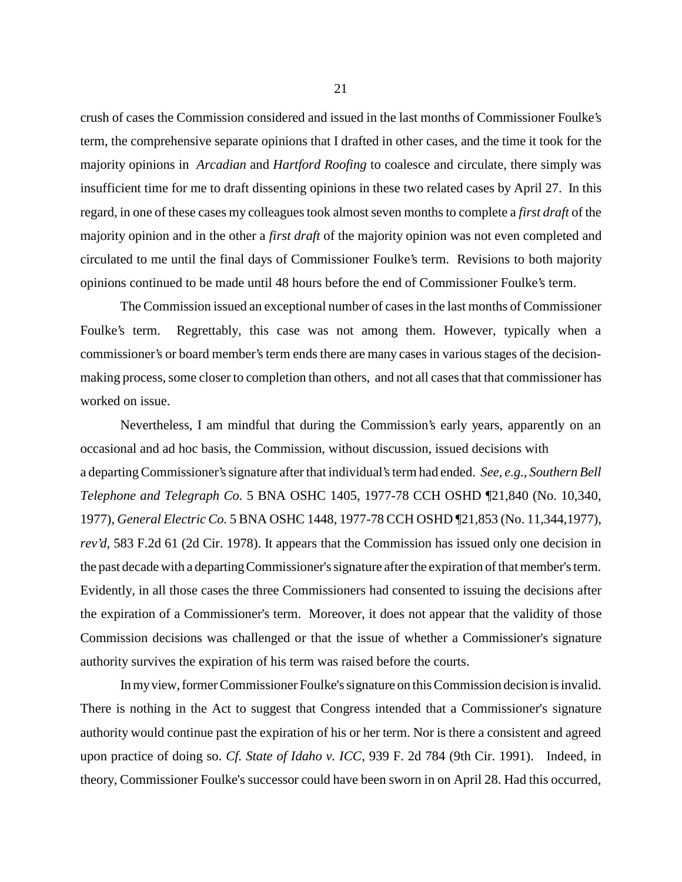crush of cases the Commission considered and issued in the last months of Commissioner Foulke's term, the comprehensive separate opinions that I drafted in other cases, and the time it took for the majority opinions in *Arcadian* and *Hartford Roofing* to coalesce and circulate, there simply was insufficient time for me to draft dissenting opinions in these two related cases by April 27. In this regard, in one of these cases my colleagues took almost seven months to complete a *first draft* of the majority opinion and in the other a *first draft* of the majority opinion was not even completed and circulated to me until the final days of Commissioner Foulke's term. Revisions to both majority opinions continued to be made until 48 hours before the end of Commissioner Foulke's term.

The Commission issued an exceptional number of cases in the last months of Commissioner Foulke's term. Regrettably, this case was not among them. However, typically when a commissioner's or board member's term ends there are many cases in various stages of the decision-making process, some closer to completion than others, and not all cases that that commissioner has worked on issue.

Nevertheless, I am mindful that during the Commission's early years, apparently on an occasional and ad hoc basis, the Commission, without discussion, issued decisions with a departing Commissioner's signature after that individual's term had ended. *See, e.g., Southern Bell Telephone and Telegraph Co.* 5 BNA OSHC 1405, 1977-78 CCH OSHD ¶21,840 (No. 10,340, 1977), *General Electric Co.* 5 BNA OSHC 1448, 1977-78 CCH OSHD ¶21,853 (No. 11,344,1977), *rev'd*, 583 F.2d 61 (2d Cir. 1978). It appears that the Commission has issued only one decision in the past decade with a departing Commissioner's signature after the expiration of that member's term. Evidently, in all those cases the three Commissioners had consented to issuing the decisions after the expiration of a Commissioner's term. Moreover, it does not appear that the validity of those Commission decisions was challenged or that the issue of whether a Commissioner's signature authority survives the expiration of his term was raised before the courts.

In my view, former Commissioner Foulke's signature on this Commission decision is invalid. There is nothing in the Act to suggest that Congress intended that a Commissioner's signature authority would continue past the expiration of his or her term. Nor is there a consistent and agreed upon practice of doing so. *Cf. State of Idaho v. ICC*, 939 F. 2d 784 (9th Cir. 1991). Indeed, in theory, Commissioner Foulke's successor could have been sworn in on April 28. Had this occurred,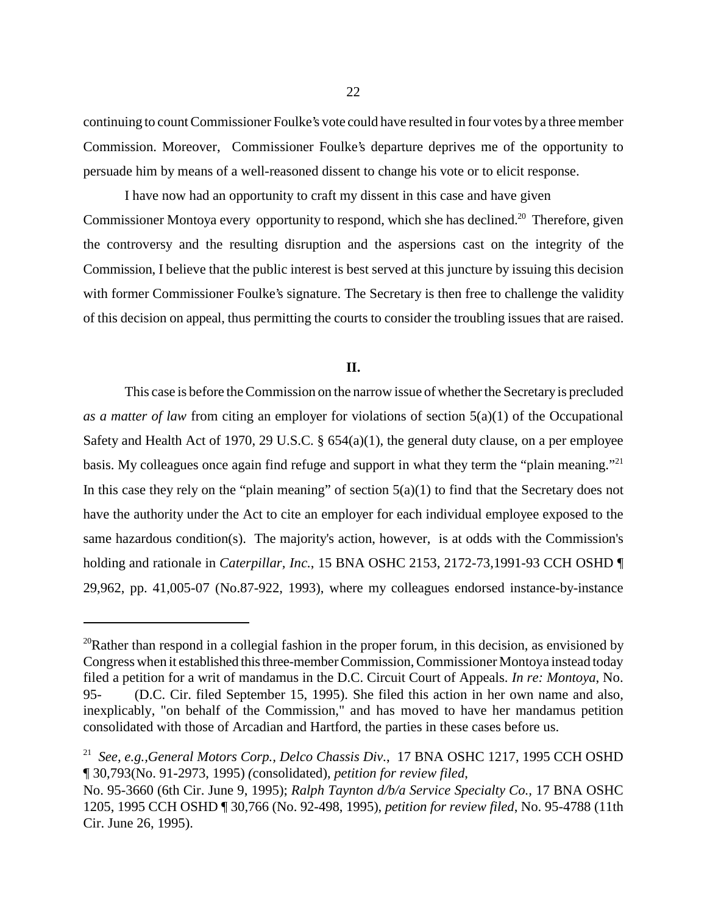continuing to count Commissioner Foulke's vote could have resulted in four votes by a three member Commission. Moreover, Commissioner Foulke's departure deprives me of the opportunity to persuade him by means of a well-reasoned dissent to change his vote or to elicit response.

I have now had an opportunity to craft my dissent in this case and have given Commissioner Montoya every opportunity to respond, which she has declined.[20] Therefore, given the controversy and the resulting disruption and the aspersions cast on the integrity of the Commission, I believe that the public interest is best served at this juncture by issuing this decision with former Commissioner Foulke's signature. The Secretary is then free to challenge the validity of this decision on appeal, thus permitting the courts to consider the troubling issues that are raised.

## II.

This case is before the Commission on the narrow issue of whether the Secretary is precluded *as a matter of law* from citing an employer for violations of section 5(a)(1) of the Occupational Safety and Health Act of 1970, 29 U.S.C. § 654(a)(1), the general duty clause, on a per employee basis. My colleagues once again find refuge and support in what they term the "plain meaning."[21] In this case they rely on the "plain meaning" of section 5(a)(1) to find that the Secretary does not have the authority under the Act to cite an employer for each individual employee exposed to the same hazardous condition(s). The majority's action, however, is at odds with the Commission's holding and rationale in *Caterpillar, Inc.*, 15 BNA OSHC 2153, 2172-73,1991-93 CCH OSHD ¶ 29,962, pp. 41,005-07 (No.87-922, 1993), where my colleagues endorsed instance-by-instance

---

[20] Rather than respond in a collegial fashion in the proper forum, in this decision, as envisioned by Congress when it established this three-member Commission, Commissioner Montoya instead today filed a petition for a writ of mandamus in the D.C. Circuit Court of Appeals. *In re: Montoya*, No. 95- (D.C. Cir. filed September 15, 1995). She filed this action in her own name and also, inexplicably, "on behalf of the Commission," and has moved to have her mandamus petition consolidated with those of Arcadian and Hartford, the parties in these cases before us.

[21] *See, e.g.,General Motors Corp., Delco Chassis Div.*, 17 BNA OSHC 1217, 1995 CCH OSHD ¶ 30,793(No. 91-2973, 1995) (consolidated), *petition for review filed*, No. 95-3660 (6th Cir. June 9, 1995); *Ralph Taynton d/b/a Service Specialty Co.*, 17 BNA OSHC 1205, 1995 CCH OSHD ¶ 30,766 (No. 92-498, 1995), *petition for review filed*, No. 95-4788 (11th Cir. June 26, 1995).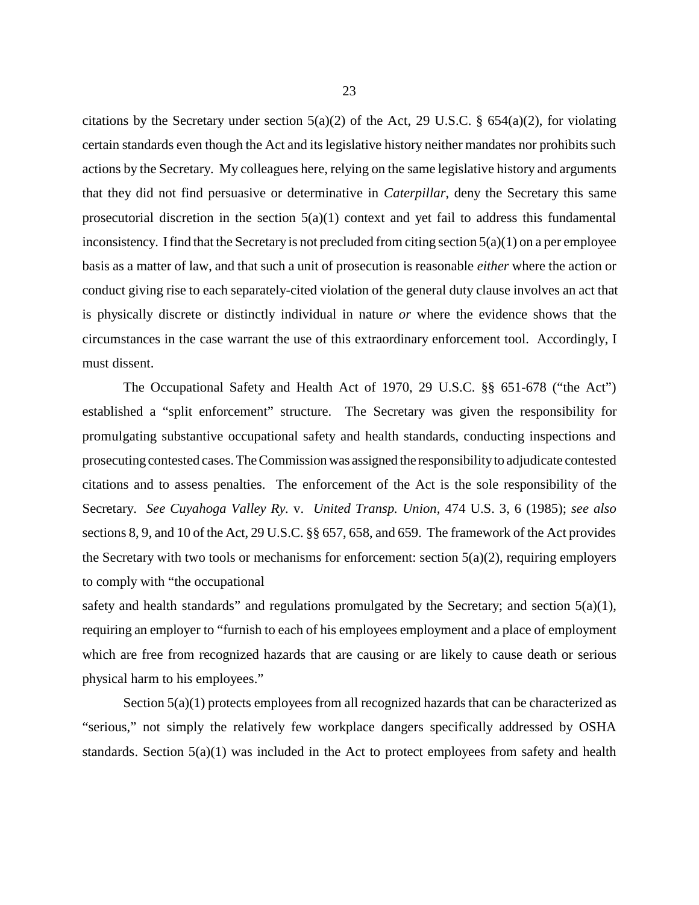citations by the Secretary under section 5(a)(2) of the Act, 29 U.S.C. § 654(a)(2), for violating certain standards even though the Act and its legislative history neither mandates nor prohibits such actions by the Secretary. My colleagues here, relying on the same legislative history and arguments that they did not find persuasive or determinative in *Caterpillar*, deny the Secretary this same prosecutorial discretion in the section 5(a)(1) context and yet fail to address this fundamental inconsistency. I find that the Secretary is not precluded from citing section 5(a)(1) on a per employee basis as a matter of law, and that such a unit of prosecution is reasonable *either* where the action or conduct giving rise to each separately-cited violation of the general duty clause involves an act that is physically discrete or distinctly individual in nature *or* where the evidence shows that the circumstances in the case warrant the use of this extraordinary enforcement tool. Accordingly, I must dissent.

The Occupational Safety and Health Act of 1970, 29 U.S.C. §§ 651-678 ("the Act") established a "split enforcement" structure. The Secretary was given the responsibility for promulgating substantive occupational safety and health standards, conducting inspections and prosecuting contested cases. The Commission was assigned the responsibility to adjudicate contested citations and to assess penalties. The enforcement of the Act is the sole responsibility of the Secretary. *See Cuyahoga Valley Ry.* v. *United Transp. Union,* 474 U.S. 3, 6 (1985); *see also* sections 8, 9, and 10 of the Act, 29 U.S.C. §§ 657, 658, and 659. The framework of the Act provides the Secretary with two tools or mechanisms for enforcement: section 5(a)(2), requiring employers to comply with "the occupational safety and health standards" and regulations promulgated by the Secretary; and section 5(a)(1), requiring an employer to "furnish to each of his employees employment and a place of employment which are free from recognized hazards that are causing or are likely to cause death or serious physical harm to his employees."

Section 5(a)(1) protects employees from all recognized hazards that can be characterized as "serious," not simply the relatively few workplace dangers specifically addressed by OSHA standards. Section 5(a)(1) was included in the Act to protect employees from safety and health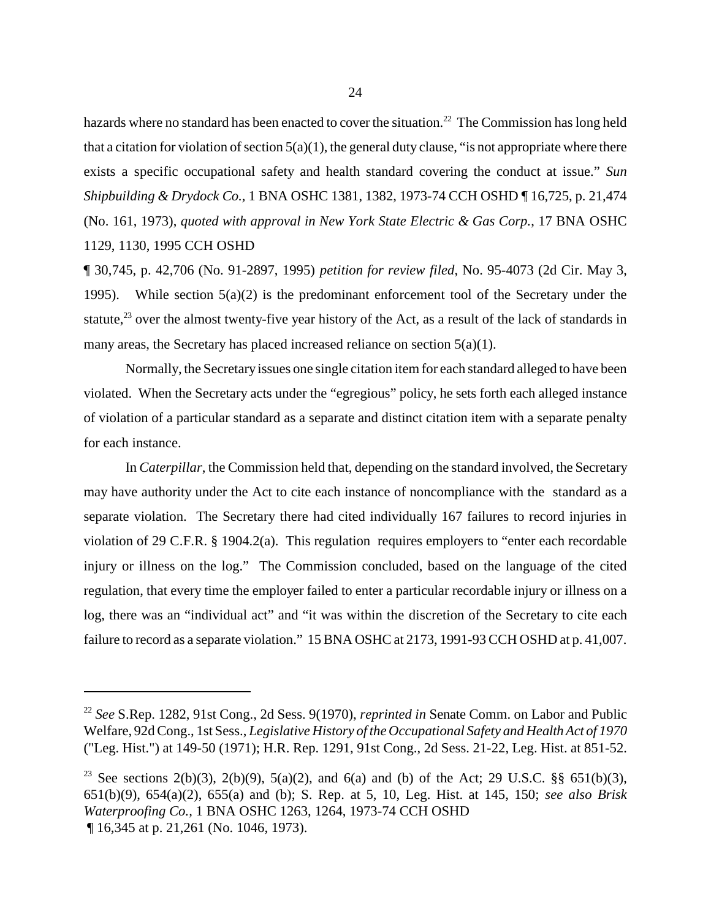hazards where no standard has been enacted to cover the situation.[22] The Commission has long held that a citation for violation of section 5(a)(1), the general duty clause, "is not appropriate where there exists a specific occupational safety and health standard covering the conduct at issue." *Sun Shipbuilding & Drydock Co.*, 1 BNA OSHC 1381, 1382, 1973-74 CCH OSHD ¶ 16,725, p. 21,474 (No. 161, 1973), *quoted with approval in New York State Electric & Gas Corp.*, 17 BNA OSHC 1129, 1130, 1995 CCH OSHD ¶ 30,745, p. 42,706 (No. 91-2897, 1995) *petition for review filed*, No. 95-4073 (2d Cir. May 3, 1995). While section 5(a)(2) is the predominant enforcement tool of the Secretary under the statute,[23] over the almost twenty-five year history of the Act, as a result of the lack of standards in many areas, the Secretary has placed increased reliance on section 5(a)(1).

Normally, the Secretary issues one single citation item for each standard alleged to have been violated. When the Secretary acts under the "egregious" policy, he sets forth each alleged instance of violation of a particular standard as a separate and distinct citation item with a separate penalty for each instance.

In *Caterpillar*, the Commission held that, depending on the standard involved, the Secretary may have authority under the Act to cite each instance of noncompliance with the standard as a separate violation. The Secretary there had cited individually 167 failures to record injuries in violation of 29 C.F.R. § 1904.2(a). This regulation requires employers to "enter each recordable injury or illness on the log." The Commission concluded, based on the language of the cited regulation, that every time the employer failed to enter a particular recordable injury or illness on a log, there was an "individual act" and "it was within the discretion of the Secretary to cite each failure to record as a separate violation." 15 BNA OSHC at 2173, 1991-93 CCH OSHD at p. 41,007.

---

[22] *See* S.Rep. 1282, 91st Cong., 2d Sess. 9(1970), *reprinted in* Senate Comm. on Labor and Public Welfare, 92d Cong., 1st Sess., *Legislative History of the Occupational Safety and Health Act of 1970* ("Leg. Hist.") at 149-50 (1971); H.R. Rep. 1291, 91st Cong., 2d Sess. 21-22, Leg. Hist. at 851-52.

[23] See sections 2(b)(3), 2(b)(9), 5(a)(2), and 6(a) and (b) of the Act; 29 U.S.C. §§ 651(b)(3), 651(b)(9), 654(a)(2), 655(a) and (b); S. Rep. at 5, 10, Leg. Hist. at 145, 150; *see also Brisk Waterproofing Co.*, 1 BNA OSHC 1263, 1264, 1973-74 CCH OSHD ¶ 16,345 at p. 21,261 (No. 1046, 1973).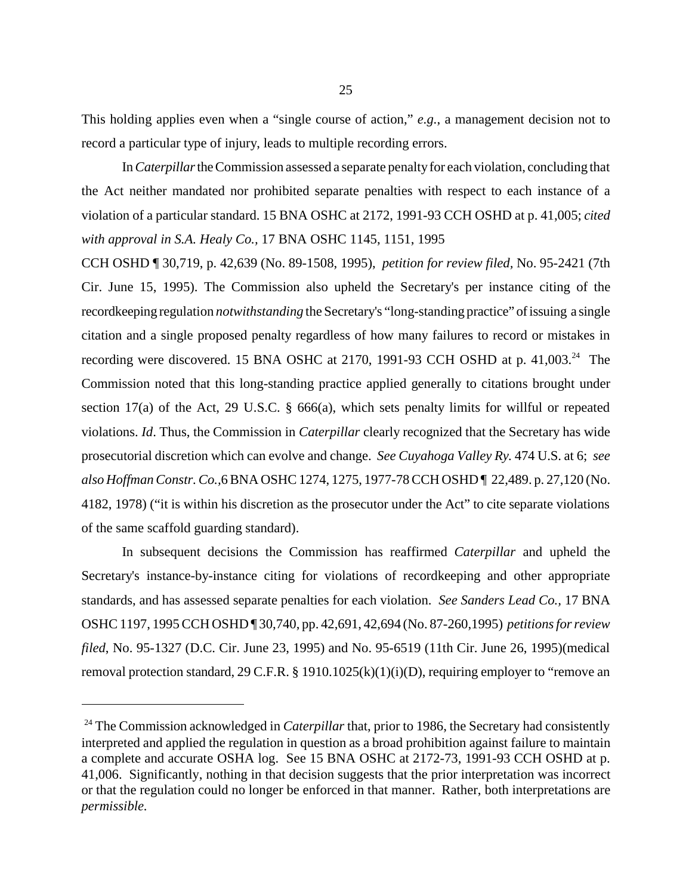This holding applies even when a "single course of action," *e.g.*, a management decision not to record a particular type of injury, leads to multiple recording errors.

In *Caterpillar* the Commission assessed a separate penalty for each violation, concluding that the Act neither mandated nor prohibited separate penalties with respect to each instance of a violation of a particular standard. 15 BNA OSHC at 2172, 1991-93 CCH OSHD at p. 41,005; *cited with approval in S.A. Healy Co.,* 17 BNA OSHC 1145, 1151, 1995 CCH OSHD ¶ 30,719, p. 42,639 (No. 89-1508, 1995), *petition for review filed*, No. 95-2421 (7th Cir. June 15, 1995). The Commission also upheld the Secretary's per instance citing of the recordkeeping regulation *notwithstanding* the Secretary's "long-standing practice" of issuing a single citation and a single proposed penalty regardless of how many failures to record or mistakes in recording were discovered. 15 BNA OSHC at 2170, 1991-93 CCH OSHD at p. 41,003.[24] The Commission noted that this long-standing practice applied generally to citations brought under section 17(a) of the Act, 29 U.S.C. § 666(a), which sets penalty limits for willful or repeated violations. *Id*. Thus, the Commission in *Caterpillar* clearly recognized that the Secretary has wide prosecutorial discretion which can evolve and change. *See Cuyahoga Valley Ry.* 474 U.S. at 6; *see also Hoffman Constr. Co.,* 6 BNA OSHC 1274, 1275, 1977-78 CCH OSHD ¶ 22,489. p. 27,120 (No. 4182, 1978) ("it is within his discretion as the prosecutor under the Act" to cite separate violations of the same scaffold guarding standard).

In subsequent decisions the Commission has reaffirmed *Caterpillar* and upheld the Secretary's instance-by-instance citing for violations of recordkeeping and other appropriate standards, and has assessed separate penalties for each violation. *See Sanders Lead Co.,* 17 BNA OSHC 1197, 1995 CCH OSHD ¶ 30,740, pp. 42,691, 42,694 (No. 87-260,1995) *petitions for review filed*, No. 95-1327 (D.C. Cir. June 23, 1995) and No. 95-6519 (11th Cir. June 26, 1995)(medical removal protection standard, 29 C.F.R. § 1910.1025(k)(1)(i)(D), requiring employer to "remove an

---

[24] The Commission acknowledged in *Caterpillar* that, prior to 1986, the Secretary had consistently interpreted and applied the regulation in question as a broad prohibition against failure to maintain a complete and accurate OSHA log. See 15 BNA OSHC at 2172-73, 1991-93 CCH OSHD at p. 41,006. Significantly, nothing in that decision suggests that the prior interpretation was incorrect or that the regulation could no longer be enforced in that manner. Rather, both interpretations are *permissible.*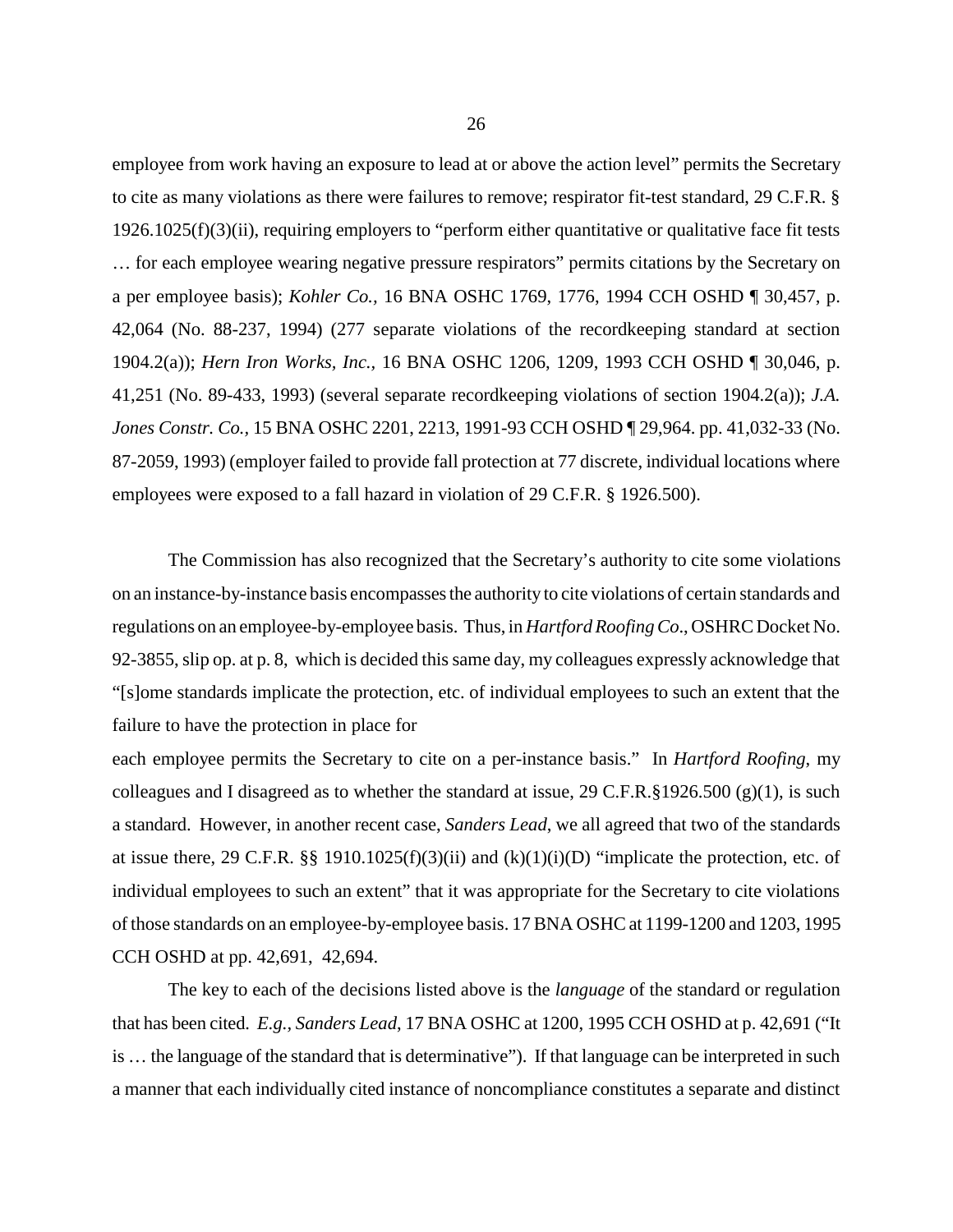employee from work having an exposure to lead at or above the action level" permits the Secretary to cite as many violations as there were failures to remove; respirator fit-test standard, 29 C.F.R. § 1926.1025(f)(3)(ii), requiring employers to "perform either quantitative or qualitative face fit tests … for each employee wearing negative pressure respirators" permits citations by the Secretary on a per employee basis); *Kohler Co.,* 16 BNA OSHC 1769, 1776, 1994 CCH OSHD ¶ 30,457, p. 42,064 (No. 88-237, 1994) (277 separate violations of the recordkeeping standard at section 1904.2(a)); *Hern Iron Works, Inc.,* 16 BNA OSHC 1206, 1209, 1993 CCH OSHD ¶ 30,046, p. 41,251 (No. 89-433, 1993) (several separate recordkeeping violations of section 1904.2(a)); *J.A. Jones Constr. Co.,* 15 BNA OSHC 2201, 2213, 1991-93 CCH OSHD ¶ 29,964. pp. 41,032-33 (No. 87-2059, 1993) (employer failed to provide fall protection at 77 discrete, individual locations where employees were exposed to a fall hazard in violation of 29 C.F.R. § 1926.500).

The Commission has also recognized that the Secretary's authority to cite some violations on an instance-by-instance basis encompasses the authority to cite violations of certain standards and regulations on an employee-by-employee basis. Thus, in *Hartford Roofing Co.*, OSHRC Docket No. 92-3855, slip op. at p. 8, which is decided this same day, my colleagues expressly acknowledge that "[s]ome standards implicate the protection, etc. of individual employees to such an extent that the failure to have the protection in place for each employee permits the Secretary to cite on a per-instance basis." In *Hartford Roofing*, my colleagues and I disagreed as to whether the standard at issue, 29 C.F.R.§1926.500 (g)(1), is such a standard. However, in another recent case, *Sanders Lead*, we all agreed that two of the standards at issue there, 29 C.F.R. §§ 1910.1025(f)(3)(ii) and (k)(1)(i)(D) "implicate the protection, etc. of individual employees to such an extent" that it was appropriate for the Secretary to cite violations of those standards on an employee-by-employee basis. 17 BNA OSHC at 1199-1200 and 1203, 1995 CCH OSHD at pp. 42,691, 42,694.

The key to each of the decisions listed above is the *language* of the standard or regulation that has been cited. *E.g., Sanders Lead*, 17 BNA OSHC at 1200, 1995 CCH OSHD at p. 42,691 ("It is … the language of the standard that is determinative"). If that language can be interpreted in such a manner that each individually cited instance of noncompliance constitutes a separate and distinct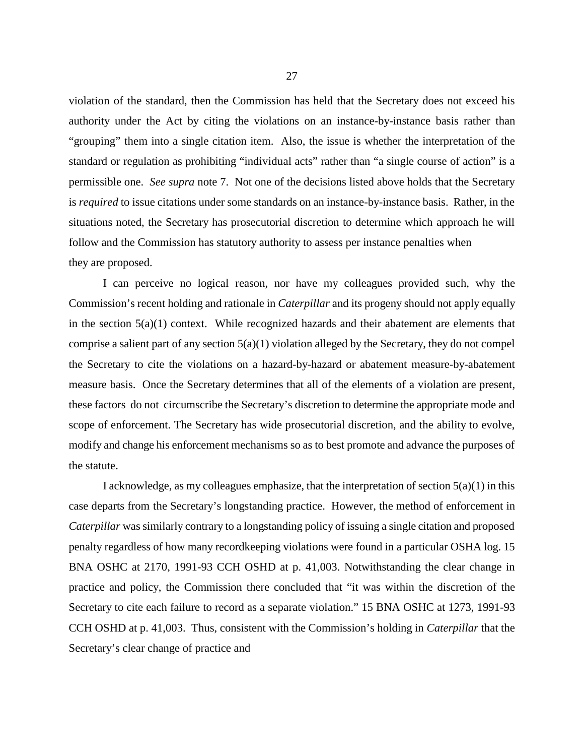violation of the standard, then the Commission has held that the Secretary does not exceed his authority under the Act by citing the violations on an instance-by-instance basis rather than "grouping" them into a single citation item. Also, the issue is whether the interpretation of the standard or regulation as prohibiting "individual acts" rather than "a single course of action" is a permissible one. *See supra* note 7. Not one of the decisions listed above holds that the Secretary is *required* to issue citations under some standards on an instance-by-instance basis. Rather, in the situations noted, the Secretary has prosecutorial discretion to determine which approach he will follow and the Commission has statutory authority to assess per instance penalties when they are proposed.

I can perceive no logical reason, nor have my colleagues provided such, why the Commission's recent holding and rationale in *Caterpillar* and its progeny should not apply equally in the section 5(a)(1) context. While recognized hazards and their abatement are elements that comprise a salient part of any section 5(a)(1) violation alleged by the Secretary, they do not compel the Secretary to cite the violations on a hazard-by-hazard or abatement measure-by-abatement measure basis. Once the Secretary determines that all of the elements of a violation are present, these factors do not circumscribe the Secretary's discretion to determine the appropriate mode and scope of enforcement. The Secretary has wide prosecutorial discretion, and the ability to evolve, modify and change his enforcement mechanisms so as to best promote and advance the purposes of the statute.

I acknowledge, as my colleagues emphasize, that the interpretation of section 5(a)(1) in this case departs from the Secretary's longstanding practice. However, the method of enforcement in *Caterpillar* was similarly contrary to a longstanding policy of issuing a single citation and proposed penalty regardless of how many recordkeeping violations were found in a particular OSHA log. 15 BNA OSHC at 2170, 1991-93 CCH OSHD at p. 41,003. Notwithstanding the clear change in practice and policy, the Commission there concluded that "it was within the discretion of the Secretary to cite each failure to record as a separate violation." 15 BNA OSHC at 1273, 1991-93 CCH OSHD at p. 41,003. Thus, consistent with the Commission's holding in *Caterpillar* that the Secretary's clear change of practice and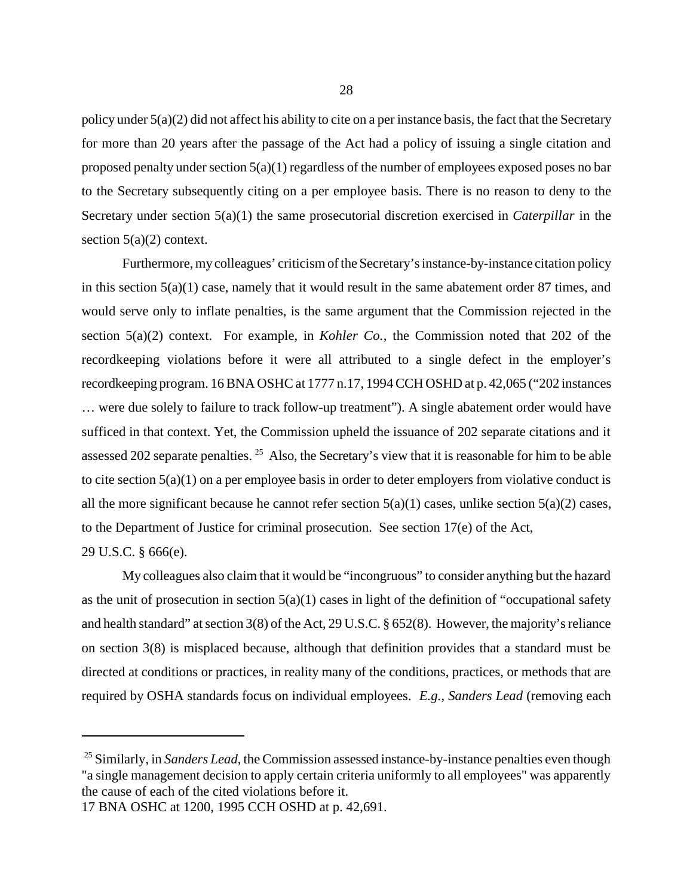policy under 5(a)(2) did not affect his ability to cite on a per instance basis, the fact that the Secretary for more than 20 years after the passage of the Act had a policy of issuing a single citation and proposed penalty under section 5(a)(1) regardless of the number of employees exposed poses no bar to the Secretary subsequently citing on a per employee basis. There is no reason to deny to the Secretary under section 5(a)(1) the same prosecutorial discretion exercised in *Caterpillar* in the section 5(a)(2) context.

Furthermore, my colleagues' criticism of the Secretary's instance-by-instance citation policy in this section 5(a)(1) case, namely that it would result in the same abatement order 87 times, and would serve only to inflate penalties, is the same argument that the Commission rejected in the section 5(a)(2) context. For example, in *Kohler Co.*, the Commission noted that 202 of the recordkeeping violations before it were all attributed to a single defect in the employer's recordkeeping program. 16 BNA OSHC at 1777 n.17, 1994 CCH OSHD at p. 42,065 ("202 instances … were due solely to failure to track follow-up treatment"). A single abatement order would have sufficed in that context. Yet, the Commission upheld the issuance of 202 separate citations and it assessed 202 separate penalties. [25] Also, the Secretary's view that it is reasonable for him to be able to cite section 5(a)(1) on a per employee basis in order to deter employers from violative conduct is all the more significant because he cannot refer section 5(a)(1) cases, unlike section 5(a)(2) cases, to the Department of Justice for criminal prosecution. See section 17(e) of the Act, 29 U.S.C. § 666(e).

My colleagues also claim that it would be "incongruous" to consider anything but the hazard as the unit of prosecution in section 5(a)(1) cases in light of the definition of "occupational safety and health standard" at section 3(8) of the Act, 29 U.S.C. § 652(8). However, the majority's reliance on section 3(8) is misplaced because, although that definition provides that a standard must be directed at conditions or practices, in reality many of the conditions, practices, or methods that are required by OSHA standards focus on individual employees. *E.g., Sanders Lead* (removing each

---

[25] Similarly, in *Sanders Lead*, the Commission assessed instance-by-instance penalties even though "a single management decision to apply certain criteria uniformly to all employees" was apparently the cause of each of the cited violations before it. 17 BNA OSHC at 1200, 1995 CCH OSHD at p. 42,691.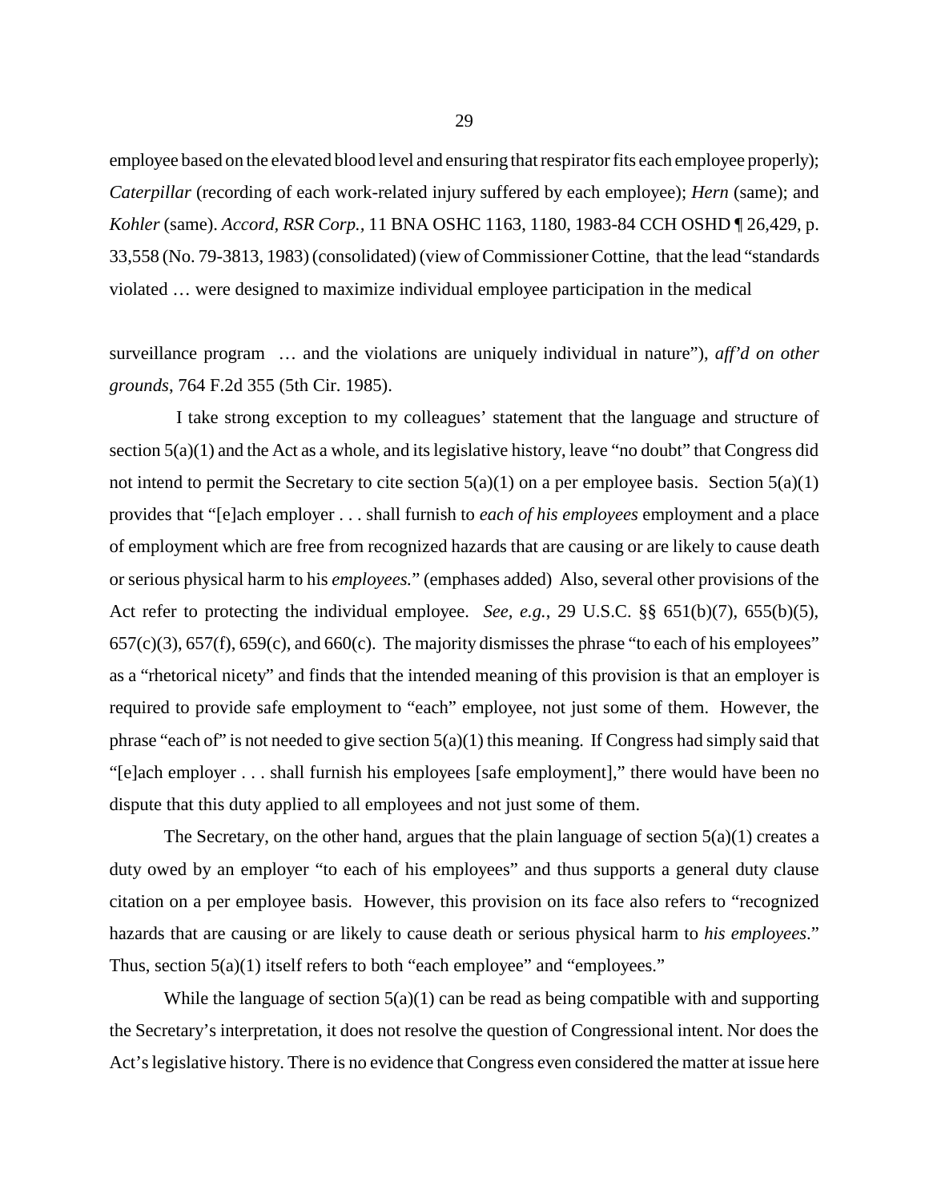employee based on the elevated blood level and ensuring that respirator fits each employee properly); *Caterpillar* (recording of each work-related injury suffered by each employee); *Hern* (same); and *Kohler* (same). *Accord, RSR Corp.*, 11 BNA OSHC 1163, 1180, 1983-84 CCH OSHD ¶ 26,429, p. 33,558 (No. 79-3813, 1983) (consolidated) (view of Commissioner Cottine, that the lead "standards violated … were designed to maximize individual employee participation in the medical surveillance program … and the violations are uniquely individual in nature"), *aff'd on other grounds*, 764 F.2d 355 (5th Cir. 1985).

I take strong exception to my colleagues' statement that the language and structure of section 5(a)(1) and the Act as a whole, and its legislative history, leave "no doubt" that Congress did not intend to permit the Secretary to cite section 5(a)(1) on a per employee basis. Section 5(a)(1) provides that "[e]ach employer . . . shall furnish to *each of his employees* employment and a place of employment which are free from recognized hazards that are causing or are likely to cause death or serious physical harm to his *employees*." (emphases added) Also, several other provisions of the Act refer to protecting the individual employee. *See, e.g.*, 29 U.S.C. §§ 651(b)(7), 655(b)(5), 657(c)(3), 657(f), 659(c), and 660(c). The majority dismisses the phrase "to each of his employees" as a "rhetorical nicety" and finds that the intended meaning of this provision is that an employer is required to provide safe employment to "each" employee, not just some of them. However, the phrase "each of" is not needed to give section 5(a)(1) this meaning. If Congress had simply said that "[e]ach employer . . . shall furnish his employees [safe employment]," there would have been no dispute that this duty applied to all employees and not just some of them.

The Secretary, on the other hand, argues that the plain language of section 5(a)(1) creates a duty owed by an employer "to each of his employees" and thus supports a general duty clause citation on a per employee basis. However, this provision on its face also refers to "recognized hazards that are causing or are likely to cause death or serious physical harm to *his employees*." Thus, section 5(a)(1) itself refers to both "each employee" and "employees."

While the language of section 5(a)(1) can be read as being compatible with and supporting the Secretary's interpretation, it does not resolve the question of Congressional intent. Nor does the Act's legislative history. There is no evidence that Congress even considered the matter at issue here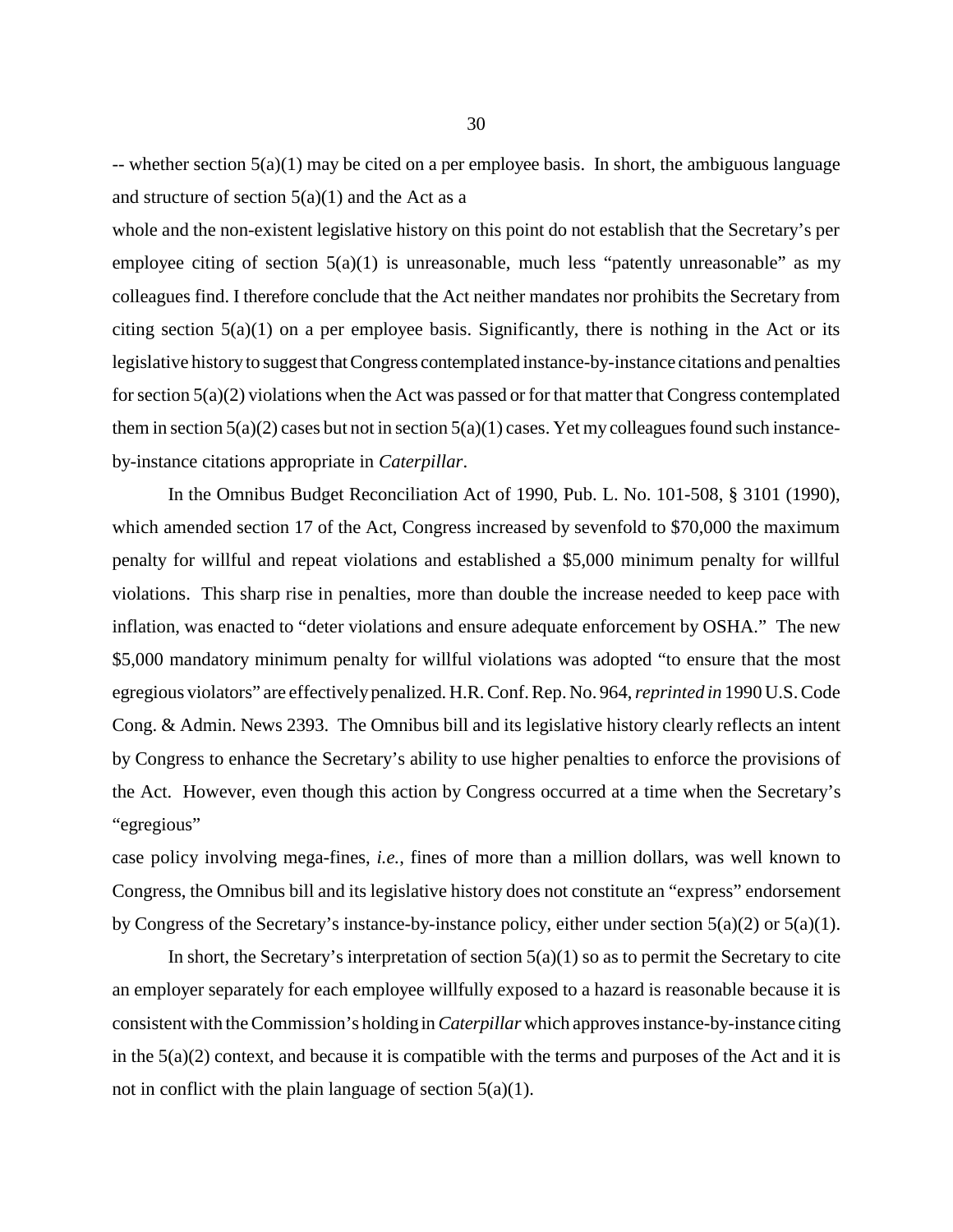-- whether section 5(a)(1) may be cited on a per employee basis. In short, the ambiguous language and structure of section 5(a)(1) and the Act as a whole and the non-existent legislative history on this point do not establish that the Secretary's per employee citing of section 5(a)(1) is unreasonable, much less "patently unreasonable" as my colleagues find. I therefore conclude that the Act neither mandates nor prohibits the Secretary from citing section 5(a)(1) on a per employee basis. Significantly, there is nothing in the Act or its legislative history to suggest that Congress contemplated instance-by-instance citations and penalties for section 5(a)(2) violations when the Act was passed or for that matter that Congress contemplated them in section 5(a)(2) cases but not in section 5(a)(1) cases. Yet my colleagues found such instance-by-instance citations appropriate in *Caterpillar*.

In the Omnibus Budget Reconciliation Act of 1990, Pub. L. No. 101-508, § 3101 (1990), which amended section 17 of the Act, Congress increased by sevenfold to $70,000 the maximum penalty for willful and repeat violations and established a $5,000 minimum penalty for willful violations. This sharp rise in penalties, more than double the increase needed to keep pace with inflation, was enacted to "deter violations and ensure adequate enforcement by OSHA." The new $5,000 mandatory minimum penalty for willful violations was adopted "to ensure that the most egregious violators" are effectively penalized. H.R. Conf. Rep. No. 964, *reprinted in* 1990 U.S. Code Cong. & Admin. News 2393. The Omnibus bill and its legislative history clearly reflects an intent by Congress to enhance the Secretary's ability to use higher penalties to enforce the provisions of the Act. However, even though this action by Congress occurred at a time when the Secretary's "egregious" case policy involving mega-fines, *i.e.*, fines of more than a million dollars, was well known to Congress, the Omnibus bill and its legislative history does not constitute an "express" endorsement by Congress of the Secretary's instance-by-instance policy, either under section 5(a)(2) or 5(a)(1).

In short, the Secretary's interpretation of section 5(a)(1) so as to permit the Secretary to cite an employer separately for each employee willfully exposed to a hazard is reasonable because it is consistent with the Commission's holding in *Caterpillar* which approves instance-by-instance citing in the 5(a)(2) context, and because it is compatible with the terms and purposes of the Act and it is not in conflict with the plain language of section 5(a)(1).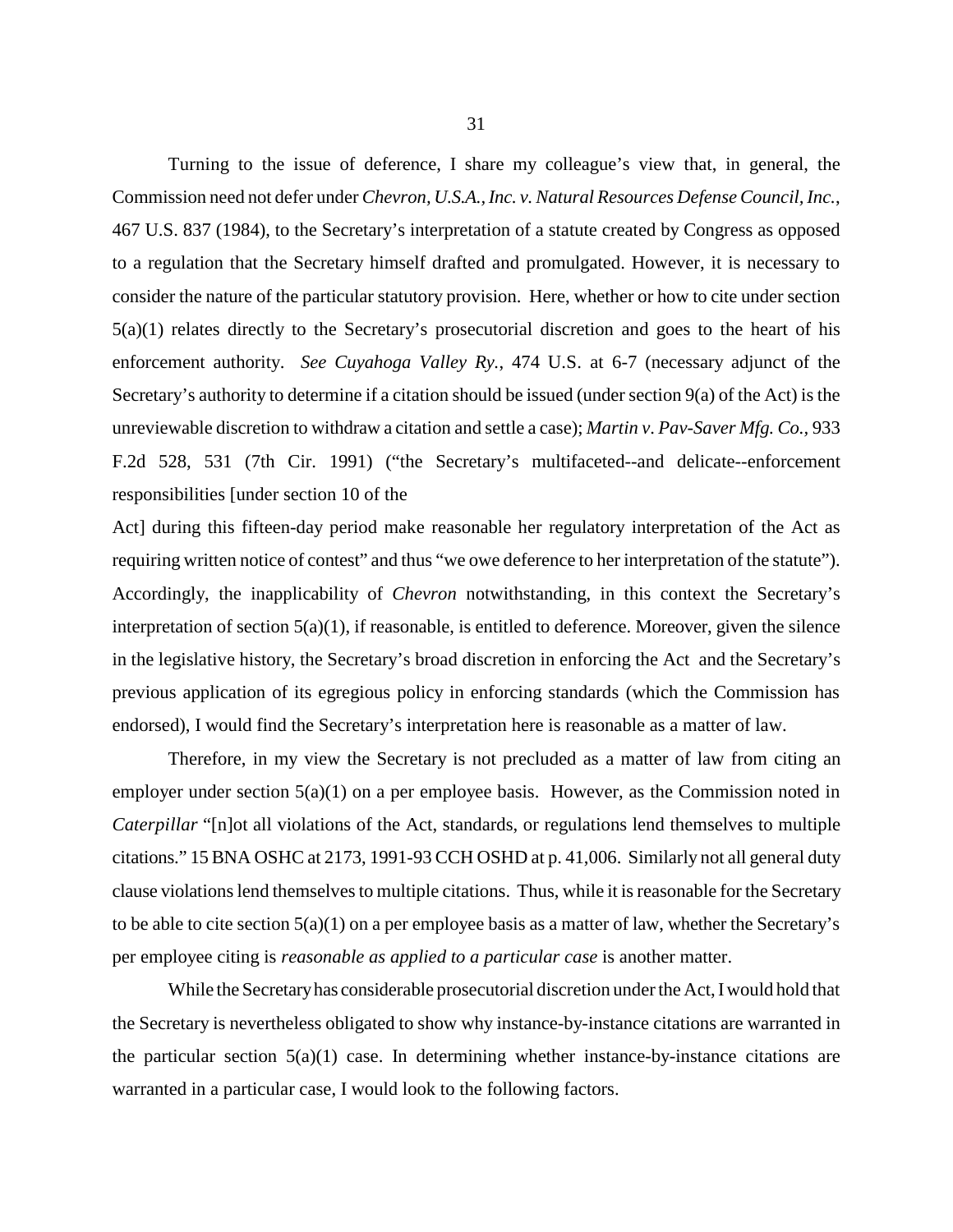Turning to the issue of deference, I share my colleague's view that, in general, the Commission need not defer under *Chevron, U.S.A., Inc. v. Natural Resources Defense Council, Inc.*, 467 U.S. 837 (1984), to the Secretary's interpretation of a statute created by Congress as opposed to a regulation that the Secretary himself drafted and promulgated. However, it is necessary to consider the nature of the particular statutory provision. Here, whether or how to cite under section 5(a)(1) relates directly to the Secretary's prosecutorial discretion and goes to the heart of his enforcement authority. *See Cuyahoga Valley Ry.*, 474 U.S. at 6-7 (necessary adjunct of the Secretary's authority to determine if a citation should be issued (under section 9(a) of the Act) is the unreviewable discretion to withdraw a citation and settle a case); *Martin v. Pav-Saver Mfg. Co.,* 933 F.2d 528, 531 (7th Cir. 1991) ("the Secretary's multifaceted--and delicate--enforcement responsibilities [under section 10 of the Act] during this fifteen-day period make reasonable her regulatory interpretation of the Act as requiring written notice of contest" and thus "we owe deference to her interpretation of the statute"). Accordingly, the inapplicability of *Chevron* notwithstanding, in this context the Secretary's interpretation of section 5(a)(1), if reasonable, is entitled to deference. Moreover, given the silence in the legislative history, the Secretary's broad discretion in enforcing the Act and the Secretary's previous application of its egregious policy in enforcing standards (which the Commission has endorsed), I would find the Secretary's interpretation here is reasonable as a matter of law.

Therefore, in my view the Secretary is not precluded as a matter of law from citing an employer under section 5(a)(1) on a per employee basis. However, as the Commission noted in *Caterpillar* "[n]ot all violations of the Act, standards, or regulations lend themselves to multiple citations." 15 BNA OSHC at 2173, 1991-93 CCH OSHD at p. 41,006. Similarly not all general duty clause violations lend themselves to multiple citations. Thus, while it is reasonable for the Secretary to be able to cite section 5(a)(1) on a per employee basis as a matter of law, whether the Secretary's per employee citing is *reasonable as applied to a particular case* is another matter.

While the Secretary has considerable prosecutorial discretion under the Act, I would hold that the Secretary is nevertheless obligated to show why instance-by-instance citations are warranted in the particular section 5(a)(1) case. In determining whether instance-by-instance citations are warranted in a particular case, I would look to the following factors.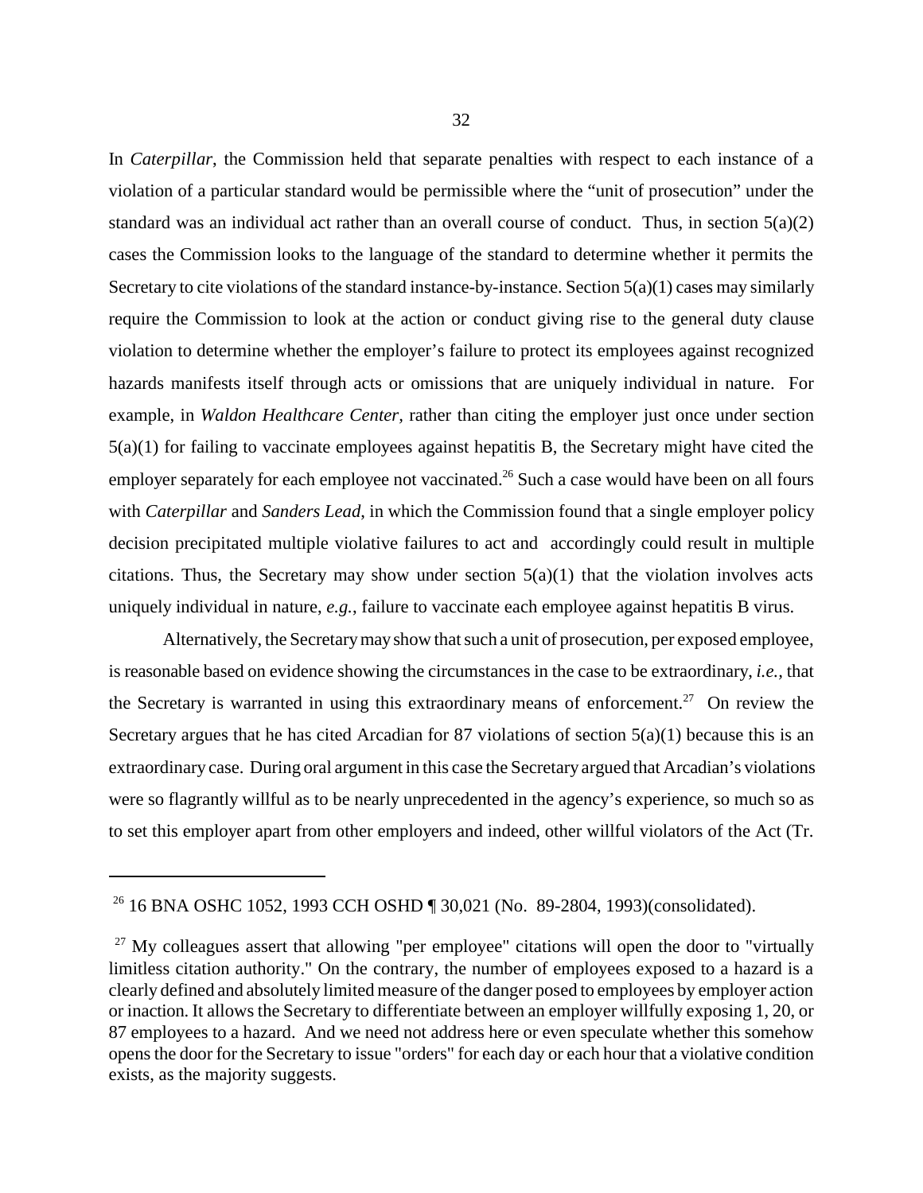In *Caterpillar*, the Commission held that separate penalties with respect to each instance of a violation of a particular standard would be permissible where the "unit of prosecution" under the standard was an individual act rather than an overall course of conduct. Thus, in section 5(a)(2) cases the Commission looks to the language of the standard to determine whether it permits the Secretary to cite violations of the standard instance-by-instance. Section 5(a)(1) cases may similarly require the Commission to look at the action or conduct giving rise to the general duty clause violation to determine whether the employer's failure to protect its employees against recognized hazards manifests itself through acts or omissions that are uniquely individual in nature. For example, in *Waldon Healthcare Center*, rather than citing the employer just once under section 5(a)(1) for failing to vaccinate employees against hepatitis B, the Secretary might have cited the employer separately for each employee not vaccinated.[26] Such a case would have been on all fours with *Caterpillar* and *Sanders Lead*, in which the Commission found that a single employer policy decision precipitated multiple violative failures to act and accordingly could result in multiple citations. Thus, the Secretary may show under section 5(a)(1) that the violation involves acts uniquely individual in nature, *e.g.*, failure to vaccinate each employee against hepatitis B virus.

Alternatively, the Secretary may show that such a unit of prosecution, per exposed employee, is reasonable based on evidence showing the circumstances in the case to be extraordinary, *i.e.*, that the Secretary is warranted in using this extraordinary means of enforcement.[27] On review the Secretary argues that he has cited Arcadian for 87 violations of section 5(a)(1) because this is an extraordinary case. During oral argument in this case the Secretary argued that Arcadian's violations were so flagrantly willful as to be nearly unprecedented in the agency's experience, so much so as to set this employer apart from other employers and indeed, other willful violators of the Act (Tr.

---

[26] 16 BNA OSHC 1052, 1993 CCH OSHD ¶ 30,021 (No. 89-2804, 1993)(consolidated).

[27] My colleagues assert that allowing "per employee" citations will open the door to "virtually limitless citation authority." On the contrary, the number of employees exposed to a hazard is a clearly defined and absolutely limited measure of the danger posed to employees by employer action or inaction. It allows the Secretary to differentiate between an employer willfully exposing 1, 20, or 87 employees to a hazard. And we need not address here or even speculate whether this somehow opens the door for the Secretary to issue "orders" for each day or each hour that a violative condition exists, as the majority suggests.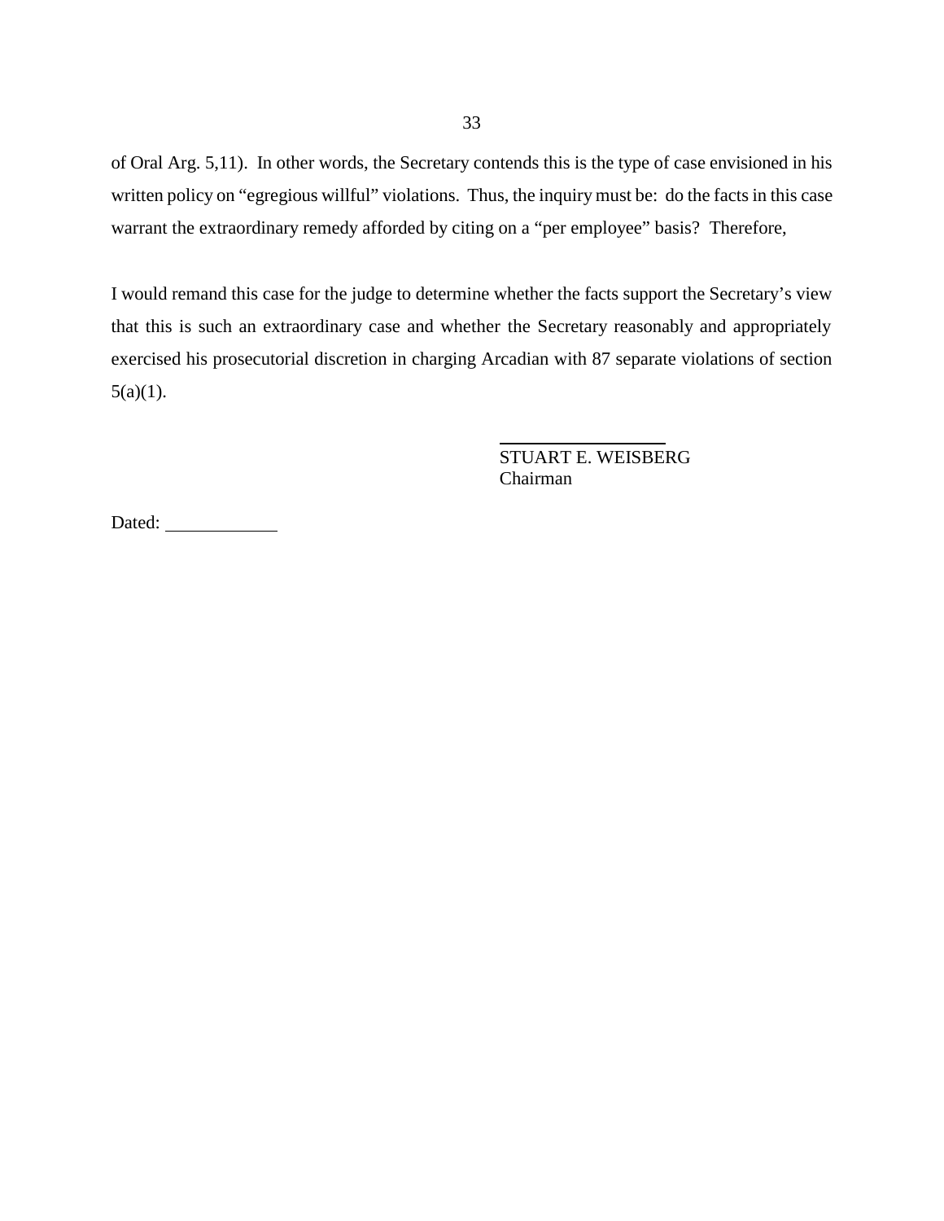of Oral Arg. 5,11). In other words, the Secretary contends this is the type of case envisioned in his written policy on "egregious willful" violations. Thus, the inquiry must be: do the facts in this case warrant the extraordinary remedy afforded by citing on a "per employee" basis? Therefore,

I would remand this case for the judge to determine whether the facts support the Secretary's view that this is such an extraordinary case and whether the Secretary reasonably and appropriately exercised his prosecutorial discretion in charging Arcadian with 87 separate violations of section 5(a)(1).

STUART E. WEISBERG
Chairman

Dated: ____________